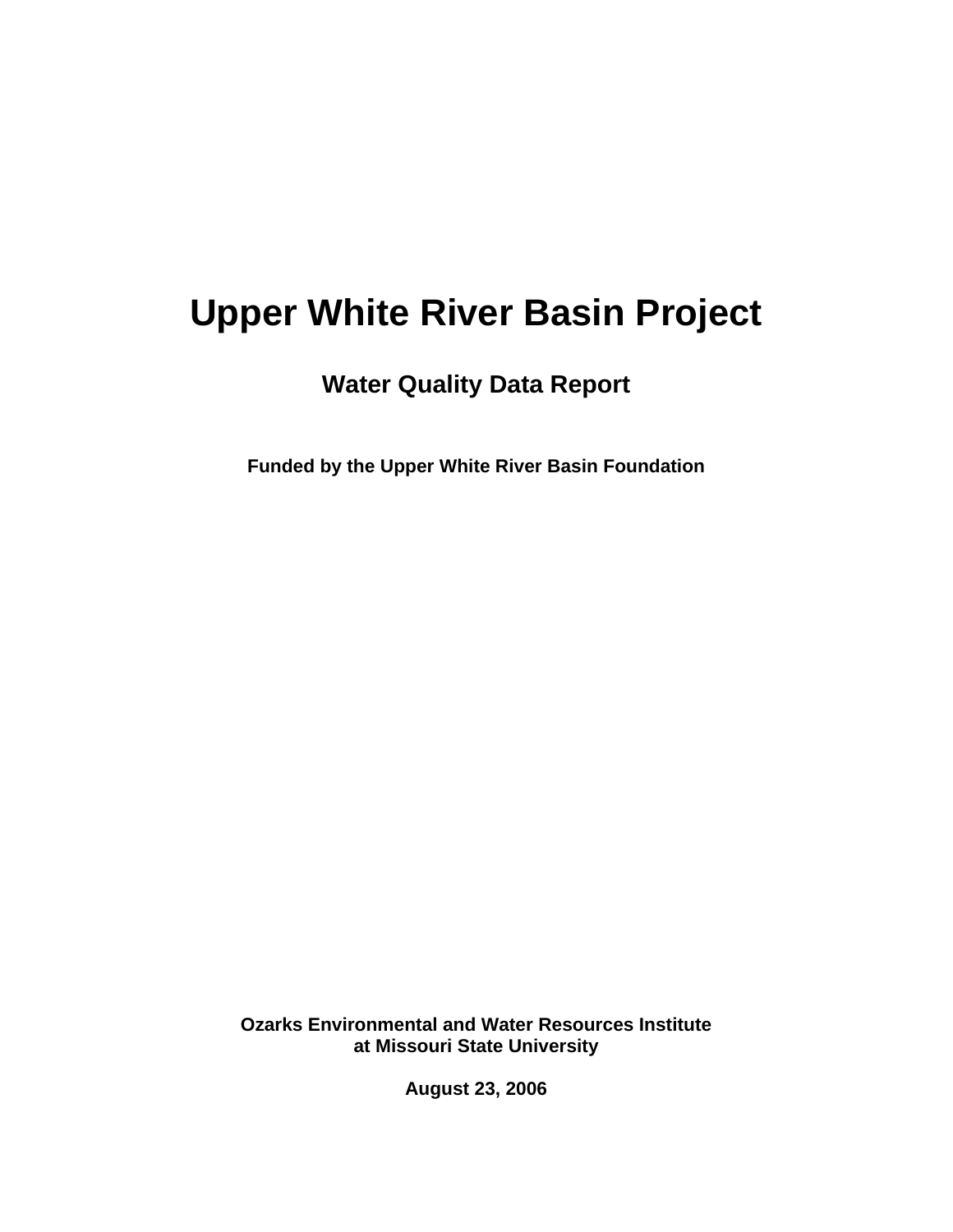# Upper White River Basin Project

## Water Quality Data Report

**Funded by the Upper White River Basin Foundation**

**Ozarks Environmental and Water Resources Institute at Missouri State University**

**August 23, 2006**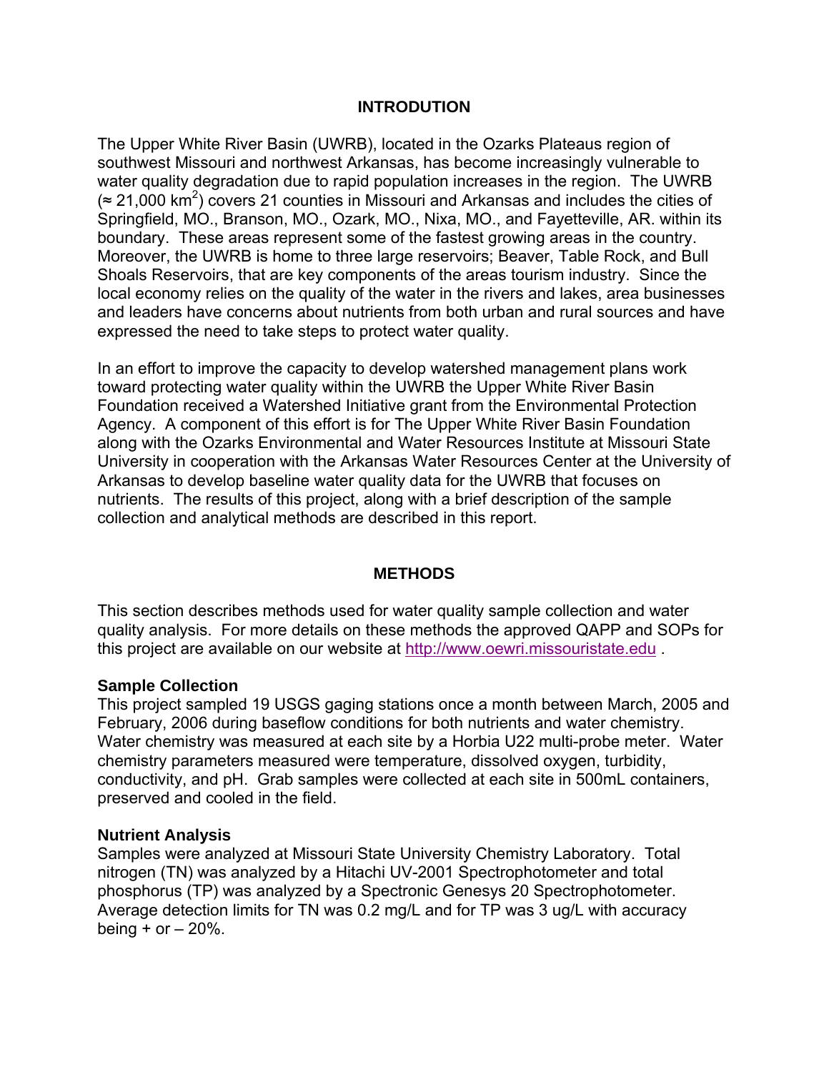## INTRODUTION

The Upper White River Basin (UWRB), located in the Ozarks Plateaus region of southwest Missouri and northwest Arkansas, has become increasingly vulnerable to water quality degradation due to rapid population increases in the region. The UWRB (≈ 21,000 $km^2$) covers 21 counties in Missouri and Arkansas and includes the cities of Springfield, MO., Branson, MO., Ozark, MO., Nixa, MO., and Fayetteville, AR. within its boundary. These areas represent some of the fastest growing areas in the country. Moreover, the UWRB is home to three large reservoirs; Beaver, Table Rock, and Bull Shoals Reservoirs, that are key components of the areas tourism industry. Since the local economy relies on the quality of the water in the rivers and lakes, area businesses and leaders have concerns about nutrients from both urban and rural sources and have expressed the need to take steps to protect water quality.

In an effort to improve the capacity to develop watershed management plans work toward protecting water quality within the UWRB the Upper White River Basin Foundation received a Watershed Initiative grant from the Environmental Protection Agency. A component of this effort is for The Upper White River Basin Foundation along with the Ozarks Environmental and Water Resources Institute at Missouri State University in cooperation with the Arkansas Water Resources Center at the University of Arkansas to develop baseline water quality data for the UWRB that focuses on nutrients. The results of this project, along with a brief description of the sample collection and analytical methods are described in this report.

## METHODS

This section describes methods used for water quality sample collection and water quality analysis. For more details on these methods the approved QAPP and SOPs for this project are available on our website at http://www.oewri.missouristate.edu .

### Sample Collection

This project sampled 19 USGS gaging stations once a month between March, 2005 and February, 2006 during baseflow conditions for both nutrients and water chemistry. Water chemistry was measured at each site by a Horbia U22 multi-probe meter. Water chemistry parameters measured were temperature, dissolved oxygen, turbidity, conductivity, and pH. Grab samples were collected at each site in 500mL containers, preserved and cooled in the field.

### Nutrient Analysis

Samples were analyzed at Missouri State University Chemistry Laboratory. Total nitrogen (TN) was analyzed by a Hitachi UV-2001 Spectrophotometer and total phosphorus (TP) was analyzed by a Spectronic Genesys 20 Spectrophotometer. Average detection limits for TN was 0.2 mg/L and for TP was 3 ug/L with accuracy being + or – 20%.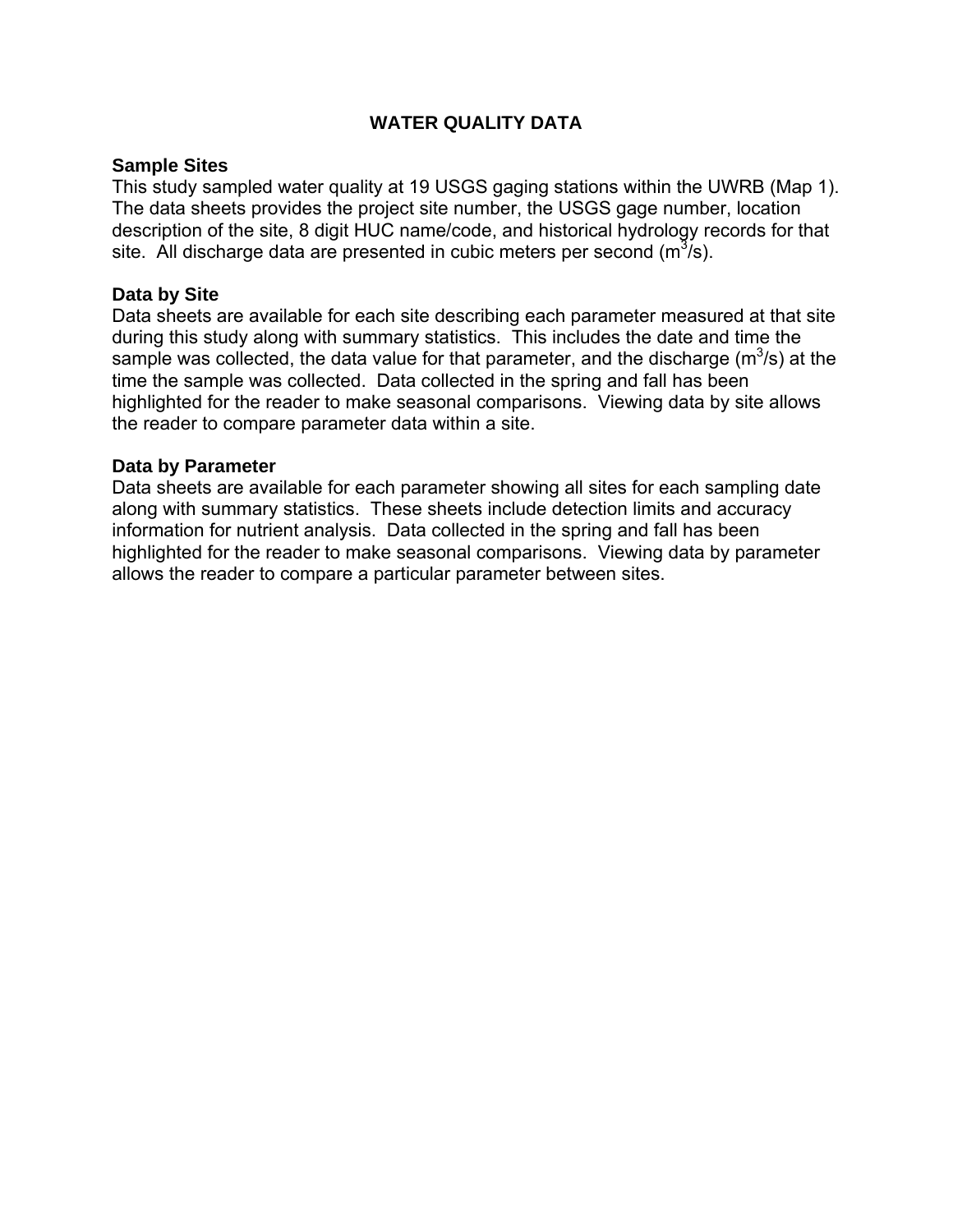# WATER QUALITY DATA

### Sample Sites

This study sampled water quality at 19 USGS gaging stations within the UWRB (Map 1). The data sheets provides the project site number, the USGS gage number, location description of the site, 8 digit HUC name/code, and historical hydrology records for that site. All discharge data are presented in cubic meters per second ($m^3/s$).

### Data by Site

Data sheets are available for each site describing each parameter measured at that site during this study along with summary statistics. This includes the date and time the sample was collected, the data value for that parameter, and the discharge ($m^3/s$) at the time the sample was collected. Data collected in the spring and fall has been highlighted for the reader to make seasonal comparisons. Viewing data by site allows the reader to compare parameter data within a site.

### Data by Parameter

Data sheets are available for each parameter showing all sites for each sampling date along with summary statistics. These sheets include detection limits and accuracy information for nutrient analysis. Data collected in the spring and fall has been highlighted for the reader to make seasonal comparisons. Viewing data by parameter allows the reader to compare a particular parameter between sites.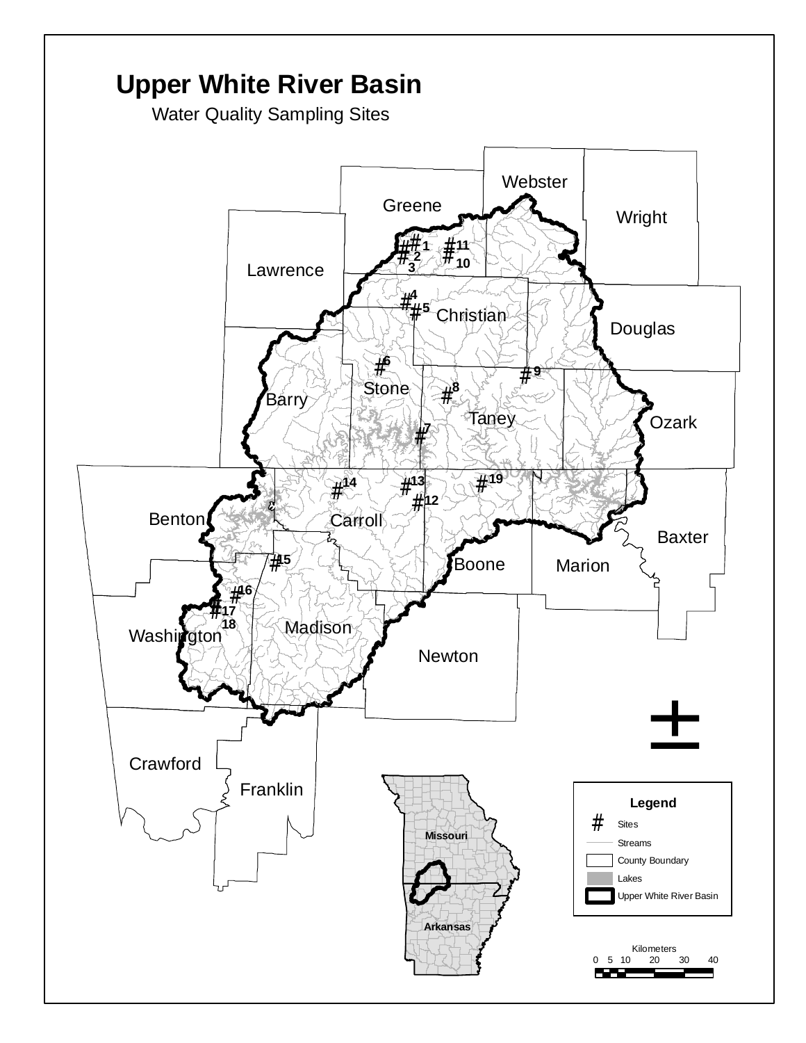# Upper White River Basin

Water Quality Sampling Sites

Webster

Greene

Wright

Lawrence

Christian

Douglas

Stone

Barry

Taney

Ozark

Benton

Carroll

Baxter

Boone

Marion

Washington

Madison

Newton

Crawford

Franklin

Missouri

Arkansas

**Legend**

- # Sites
- Streams
- County Boundary
- Lakes
- Upper White River Basin

Kilometers

0 5 10 20 30 40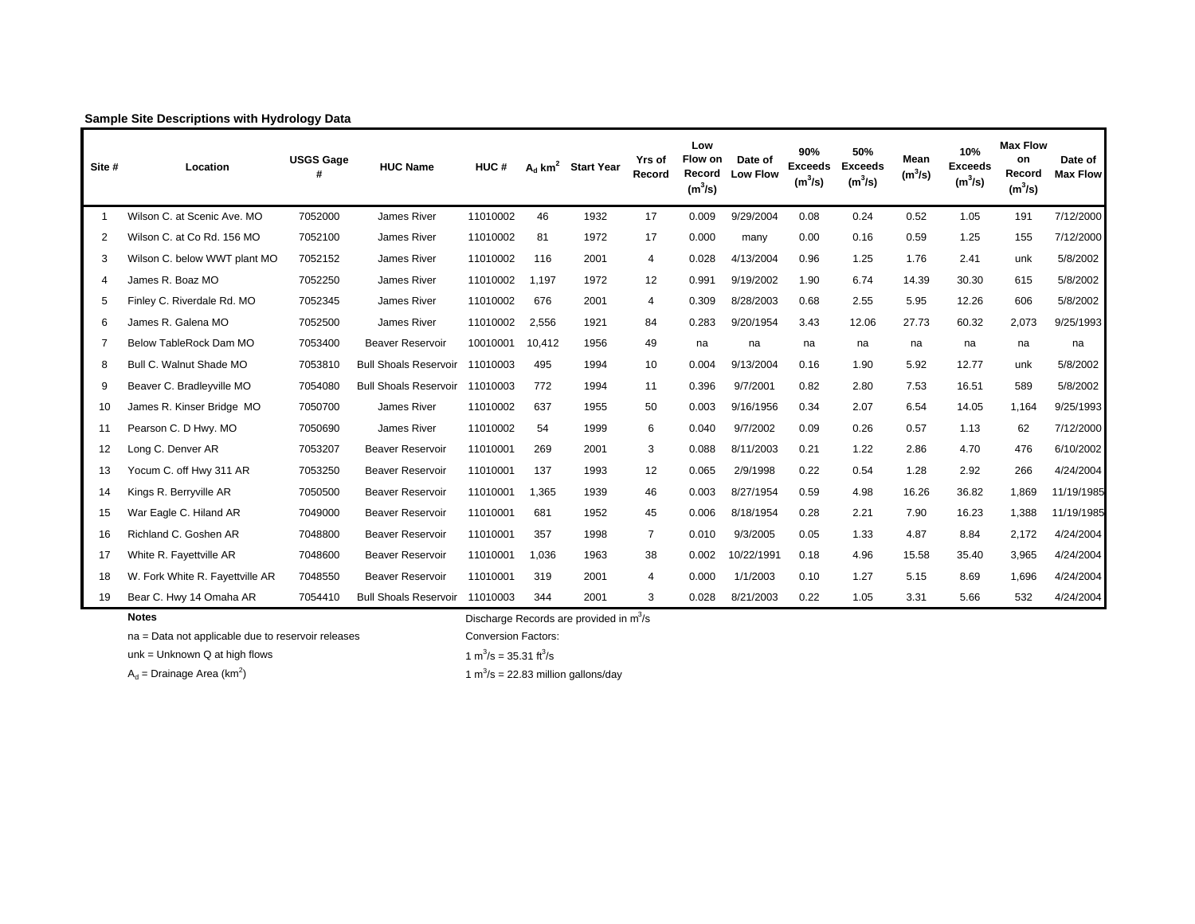**Sample Site Descriptions with Hydrology Data**

| Site # | Location | USGS Gage # | HUC Name | HUC # | $A_d$ $km^2$ | Start Year | Yrs of Record | Low Flow on Record ($m^3/s$) | Date of Low Flow | 90% Exceeds ($m^3/s$) | 50% Exceeds ($m^3/s$) | Mean ($m^3/s$) | 10% Exceeds ($m^3/s$) | Max Flow on Record ($m^3/s$) | Date of Max Flow |
|---|---|---|---|---|---|---|---|---|---|---|---|---|---|---|---|
| 1 | Wilson C. at Scenic Ave. MO | 7052000 | James River | 11010002 | 46 | 1932 | 17 | 0.009 | 9/29/2004 | 0.08 | 0.24 | 0.52 | 1.05 | 191 | 7/12/2000 |
| 2 | Wilson C. at Co Rd. 156 MO | 7052100 | James River | 11010002 | 81 | 1972 | 17 | 0.000 | many | 0.00 | 0.16 | 0.59 | 1.25 | 155 | 7/12/2000 |
| 3 | Wilson C. below WWT plant MO | 7052152 | James River | 11010002 | 116 | 2001 | 4 | 0.028 | 4/13/2004 | 0.96 | 1.25 | 1.76 | 2.41 | unk | 5/8/2002 |
| 4 | James R. Boaz MO | 7052250 | James River | 11010002 | 1,197 | 1972 | 12 | 0.991 | 9/19/2002 | 1.90 | 6.74 | 14.39 | 30.30 | 615 | 5/8/2002 |
| 5 | Finley C. Riverdale Rd. MO | 7052345 | James River | 11010002 | 676 | 2001 | 4 | 0.309 | 8/28/2003 | 0.68 | 2.55 | 5.95 | 12.26 | 606 | 5/8/2002 |
| 6 | James R. Galena MO | 7052500 | James River | 11010002 | 2,556 | 1921 | 84 | 0.283 | 9/20/1954 | 3.43 | 12.06 | 27.73 | 60.32 | 2,073 | 9/25/1993 |
| 7 | Below TableRock Dam MO | 7053400 | Beaver Reservoir | 10010001 | 10,412 | 1956 | 49 | na | na | na | na | na | na | na | na |
| 8 | Bull C. Walnut Shade MO | 7053810 | Bull Shoals Reservoir | 11010003 | 495 | 1994 | 10 | 0.004 | 9/13/2004 | 0.16 | 1.90 | 5.92 | 12.77 | unk | 5/8/2002 |
| 9 | Beaver C. Bradleyville MO | 7054080 | Bull Shoals Reservoir | 11010003 | 772 | 1994 | 11 | 0.396 | 9/7/2001 | 0.82 | 2.80 | 7.53 | 16.51 | 589 | 5/8/2002 |
| 10 | James R. Kinser Bridge MO | 7050700 | James River | 11010002 | 637 | 1955 | 50 | 0.003 | 9/16/1956 | 0.34 | 2.07 | 6.54 | 14.05 | 1,164 | 9/25/1993 |
| 11 | Pearson C. D Hwy. MO | 7050690 | James River | 11010002 | 54 | 1999 | 6 | 0.040 | 9/7/2002 | 0.09 | 0.26 | 0.57 | 1.13 | 62 | 7/12/2000 |
| 12 | Long C. Denver AR | 7053207 | Beaver Reservoir | 11010001 | 269 | 2001 | 3 | 0.088 | 8/11/2003 | 0.21 | 1.22 | 2.86 | 4.70 | 476 | 6/10/2002 |
| 13 | Yocum C. off Hwy 311 AR | 7053250 | Beaver Reservoir | 11010001 | 137 | 1993 | 12 | 0.065 | 2/9/1998 | 0.22 | 0.54 | 1.28 | 2.92 | 266 | 4/24/2004 |
| 14 | Kings R. Berryville AR | 7050500 | Beaver Reservoir | 11010001 | 1,365 | 1939 | 46 | 0.003 | 8/27/1954 | 0.59 | 4.98 | 16.26 | 36.82 | 1,869 | 11/19/1985 |
| 15 | War Eagle C. Hiland AR | 7049000 | Beaver Reservoir | 11010001 | 681 | 1952 | 45 | 0.006 | 8/18/1954 | 0.28 | 2.21 | 7.90 | 16.23 | 1,388 | 11/19/1985 |
| 16 | Richland C. Goshen AR | 7048800 | Beaver Reservoir | 11010001 | 357 | 1998 | 7 | 0.010 | 9/3/2005 | 0.05 | 1.33 | 4.87 | 8.84 | 2,172 | 4/24/2004 |
| 17 | White R. Fayettville AR | 7048600 | Beaver Reservoir | 11010001 | 1,036 | 1963 | 38 | 0.002 | 10/22/1991 | 0.18 | 4.96 | 15.58 | 35.40 | 3,965 | 4/24/2004 |
| 18 | W. Fork White R. Fayettville AR | 7048550 | Beaver Reservoir | 11010001 | 319 | 2001 | 4 | 0.000 | 1/1/2003 | 0.10 | 1.27 | 5.15 | 8.69 | 1,696 | 4/24/2004 |
| 19 | Bear C. Hwy 14 Omaha AR | 7054410 | Bull Shoals Reservoir | 11010003 | 344 | 2001 | 3 | 0.028 | 8/21/2003 | 0.22 | 1.05 | 3.31 | 5.66 | 532 | 4/24/2004 |

**Notes**

na = Data not applicable due to reservoir releases

unk = Unknown Q at high flows

$A_d$ = Drainage Area ($km^2$)

Discharge Records are provided in $m^3/s$

Conversion Factors:

1 $m^3/s$ = 35.31 $ft^3/s$

1 $m^3/s$ = 22.83 million gallons/day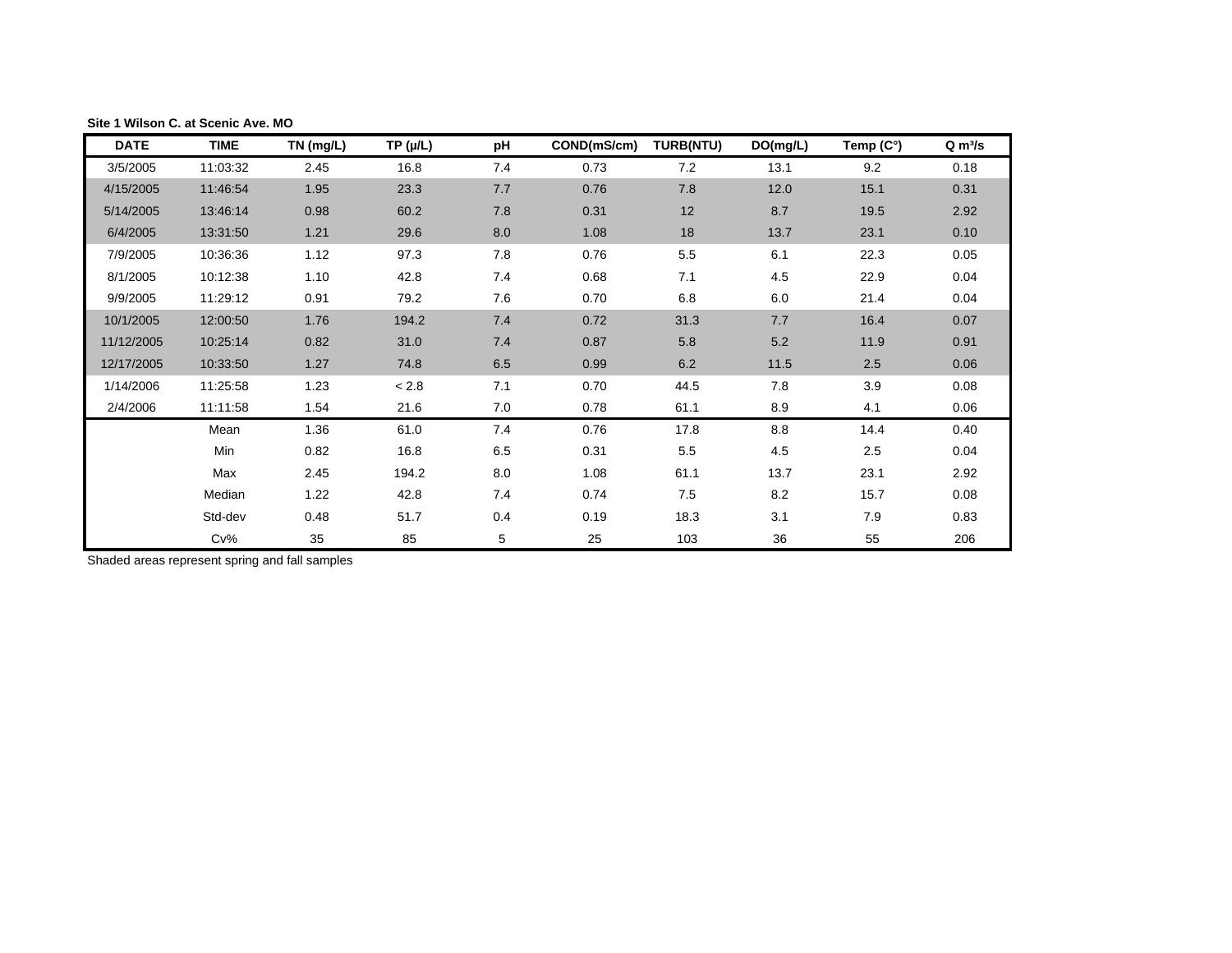**Site 1 Wilson C. at Scenic Ave. MO**

| DATE | TIME | TN (mg/L) | TP (µ/L) | pH | COND(mS/cm) | TURB(NTU) | DO(mg/L) | Temp (C°) | Q m³/s |
|---|---|---|---|---|---|---|---|---|---|
| 3/5/2005 | 11:03:32 | 2.45 | 16.8 | 7.4 | 0.73 | 7.2 | 13.1 | 9.2 | 0.18 |
| 4/15/2005 | 11:46:54 | 1.95 | 23.3 | 7.7 | 0.76 | 7.8 | 12.0 | 15.1 | 0.31 |
| 5/14/2005 | 13:46:14 | 0.98 | 60.2 | 7.8 | 0.31 | 12 | 8.7 | 19.5 | 2.92 |
| 6/4/2005 | 13:31:50 | 1.21 | 29.6 | 8.0 | 1.08 | 18 | 13.7 | 23.1 | 0.10 |
| 7/9/2005 | 10:36:36 | 1.12 | 97.3 | 7.8 | 0.76 | 5.5 | 6.1 | 22.3 | 0.05 |
| 8/1/2005 | 10:12:38 | 1.10 | 42.8 | 7.4 | 0.68 | 7.1 | 4.5 | 22.9 | 0.04 |
| 9/9/2005 | 11:29:12 | 0.91 | 79.2 | 7.6 | 0.70 | 6.8 | 6.0 | 21.4 | 0.04 |
| 10/1/2005 | 12:00:50 | 1.76 | 194.2 | 7.4 | 0.72 | 31.3 | 7.7 | 16.4 | 0.07 |
| 11/12/2005 | 10:25:14 | 0.82 | 31.0 | 7.4 | 0.87 | 5.8 | 5.2 | 11.9 | 0.91 |
| 12/17/2005 | 10:33:50 | 1.27 | 74.8 | 6.5 | 0.99 | 6.2 | 11.5 | 2.5 | 0.06 |
| 1/14/2006 | 11:25:58 | 1.23 | < 2.8 | 7.1 | 0.70 | 44.5 | 7.8 | 3.9 | 0.08 |
| 2/4/2006 | 11:11:58 | 1.54 | 21.6 | 7.0 | 0.78 | 61.1 | 8.9 | 4.1 | 0.06 |
| | Mean | 1.36 | 61.0 | 7.4 | 0.76 | 17.8 | 8.8 | 14.4 | 0.40 |
| | Min | 0.82 | 16.8 | 6.5 | 0.31 | 5.5 | 4.5 | 2.5 | 0.04 |
| | Max | 2.45 | 194.2 | 8.0 | 1.08 | 61.1 | 13.7 | 23.1 | 2.92 |
| | Median | 1.22 | 42.8 | 7.4 | 0.74 | 7.5 | 8.2 | 15.7 | 0.08 |
| | Std-dev | 0.48 | 51.7 | 0.4 | 0.19 | 18.3 | 3.1 | 7.9 | 0.83 |
| | Cv% | 35 | 85 | 5 | 25 | 103 | 36 | 55 | 206 |

Shaded areas represent spring and fall samples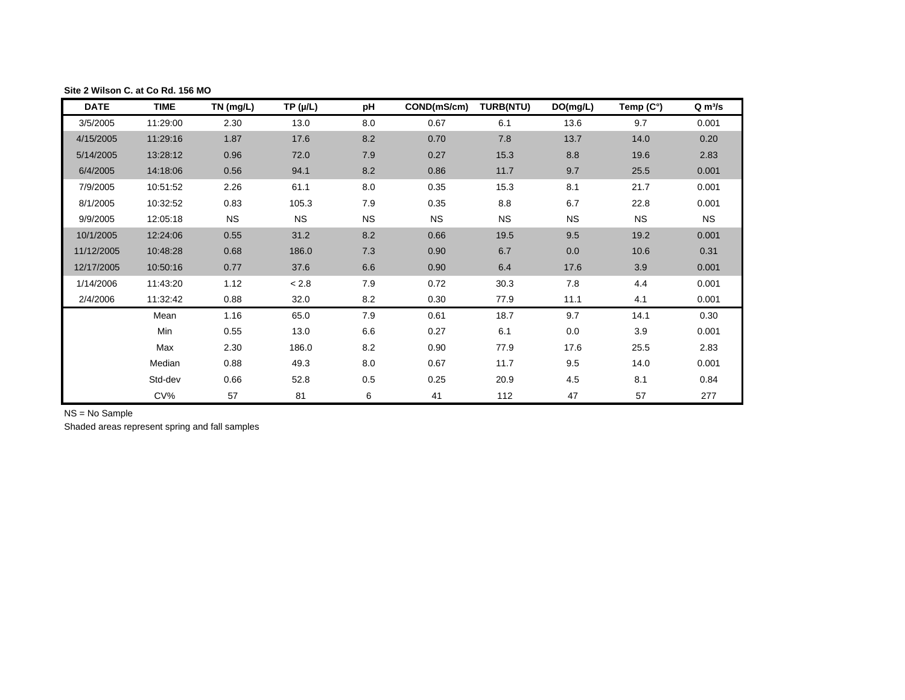**Site 2 Wilson C. at Co Rd. 156 MO**

| DATE | TIME | TN (mg/L) | TP (µ/L) | pH | COND(mS/cm) | TURB(NTU) | DO(mg/L) | Temp (C°) | Q $m^3/s$ |
|---|---|---|---|---|---|---|---|---|---|
| 3/5/2005 | 11:29:00 | 2.30 | 13.0 | 8.0 | 0.67 | 6.1 | 13.6 | 9.7 | 0.001 |
| 4/15/2005 | 11:29:16 | 1.87 | 17.6 | 8.2 | 0.70 | 7.8 | 13.7 | 14.0 | 0.20 |
| 5/14/2005 | 13:28:12 | 0.96 | 72.0 | 7.9 | 0.27 | 15.3 | 8.8 | 19.6 | 2.83 |
| 6/4/2005 | 14:18:06 | 0.56 | 94.1 | 8.2 | 0.86 | 11.7 | 9.7 | 25.5 | 0.001 |
| 7/9/2005 | 10:51:52 | 2.26 | 61.1 | 8.0 | 0.35 | 15.3 | 8.1 | 21.7 | 0.001 |
| 8/1/2005 | 10:32:52 | 0.83 | 105.3 | 7.9 | 0.35 | 8.8 | 6.7 | 22.8 | 0.001 |
| 9/9/2005 | 12:05:18 | NS | NS | NS | NS | NS | NS | NS | NS |
| 10/1/2005 | 12:24:06 | 0.55 | 31.2 | 8.2 | 0.66 | 19.5 | 9.5 | 19.2 | 0.001 |
| 11/12/2005 | 10:48:28 | 0.68 | 186.0 | 7.3 | 0.90 | 6.7 | 0.0 | 10.6 | 0.31 |
| 12/17/2005 | 10:50:16 | 0.77 | 37.6 | 6.6 | 0.90 | 6.4 | 17.6 | 3.9 | 0.001 |
| 1/14/2006 | 11:43:20 | 1.12 | < 2.8 | 7.9 | 0.72 | 30.3 | 7.8 | 4.4 | 0.001 |
| 2/4/2006 | 11:32:42 | 0.88 | 32.0 | 8.2 | 0.30 | 77.9 | 11.1 | 4.1 | 0.001 |
| | Mean | 1.16 | 65.0 | 7.9 | 0.61 | 18.7 | 9.7 | 14.1 | 0.30 |
| | Min | 0.55 | 13.0 | 6.6 | 0.27 | 6.1 | 0.0 | 3.9 | 0.001 |
| | Max | 2.30 | 186.0 | 8.2 | 0.90 | 77.9 | 17.6 | 25.5 | 2.83 |
| | Median | 0.88 | 49.3 | 8.0 | 0.67 | 11.7 | 9.5 | 14.0 | 0.001 |
| | Std-dev | 0.66 | 52.8 | 0.5 | 0.25 | 20.9 | 4.5 | 8.1 | 0.84 |
| | CV% | 57 | 81 | 6 | 41 | 112 | 47 | 57 | 277 |

NS = No Sample

Shaded areas represent spring and fall samples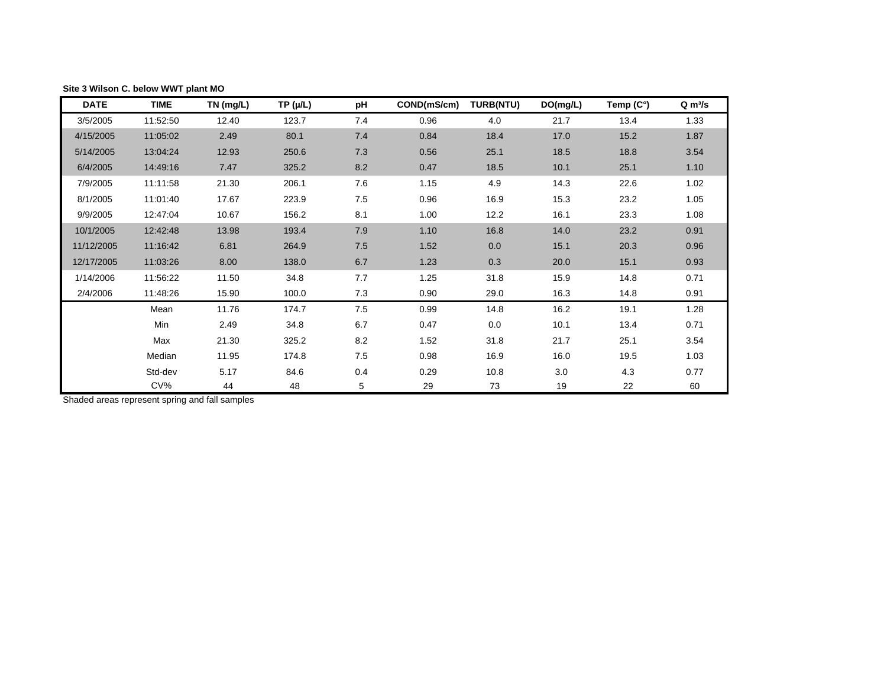**Site 3 Wilson C. below WWT plant MO**

| DATE | TIME | TN (mg/L) | TP (µ/L) | pH | COND(mS/cm) | TURB(NTU) | DO(mg/L) | Temp (C°) | Q $m^3/s$ |
|---|---|---|---|---|---|---|---|---|---|
| 3/5/2005 | 11:52:50 | 12.40 | 123.7 | 7.4 | 0.96 | 4.0 | 21.7 | 13.4 | 1.33 |
| 4/15/2005 | 11:05:02 | 2.49 | 80.1 | 7.4 | 0.84 | 18.4 | 17.0 | 15.2 | 1.87 |
| 5/14/2005 | 13:04:24 | 12.93 | 250.6 | 7.3 | 0.56 | 25.1 | 18.5 | 18.8 | 3.54 |
| 6/4/2005 | 14:49:16 | 7.47 | 325.2 | 8.2 | 0.47 | 18.5 | 10.1 | 25.1 | 1.10 |
| 7/9/2005 | 11:11:58 | 21.30 | 206.1 | 7.6 | 1.15 | 4.9 | 14.3 | 22.6 | 1.02 |
| 8/1/2005 | 11:01:40 | 17.67 | 223.9 | 7.5 | 0.96 | 16.9 | 15.3 | 23.2 | 1.05 |
| 9/9/2005 | 12:47:04 | 10.67 | 156.2 | 8.1 | 1.00 | 12.2 | 16.1 | 23.3 | 1.08 |
| 10/1/2005 | 12:42:48 | 13.98 | 193.4 | 7.9 | 1.10 | 16.8 | 14.0 | 23.2 | 0.91 |
| 11/12/2005 | 11:16:42 | 6.81 | 264.9 | 7.5 | 1.52 | 0.0 | 15.1 | 20.3 | 0.96 |
| 12/17/2005 | 11:03:26 | 8.00 | 138.0 | 6.7 | 1.23 | 0.3 | 20.0 | 15.1 | 0.93 |
| 1/14/2006 | 11:56:22 | 11.50 | 34.8 | 7.7 | 1.25 | 31.8 | 15.9 | 14.8 | 0.71 |
| 2/4/2006 | 11:48:26 | 15.90 | 100.0 | 7.3 | 0.90 | 29.0 | 16.3 | 14.8 | 0.91 |
| | Mean | 11.76 | 174.7 | 7.5 | 0.99 | 14.8 | 16.2 | 19.1 | 1.28 |
| | Min | 2.49 | 34.8 | 6.7 | 0.47 | 0.0 | 10.1 | 13.4 | 0.71 |
| | Max | 21.30 | 325.2 | 8.2 | 1.52 | 31.8 | 21.7 | 25.1 | 3.54 |
| | Median | 11.95 | 174.8 | 7.5 | 0.98 | 16.9 | 16.0 | 19.5 | 1.03 |
| | Std-dev | 5.17 | 84.6 | 0.4 | 0.29 | 10.8 | 3.0 | 4.3 | 0.77 |
| | CV% | 44 | 48 | 5 | 29 | 73 | 19 | 22 | 60 |

Shaded areas represent spring and fall samples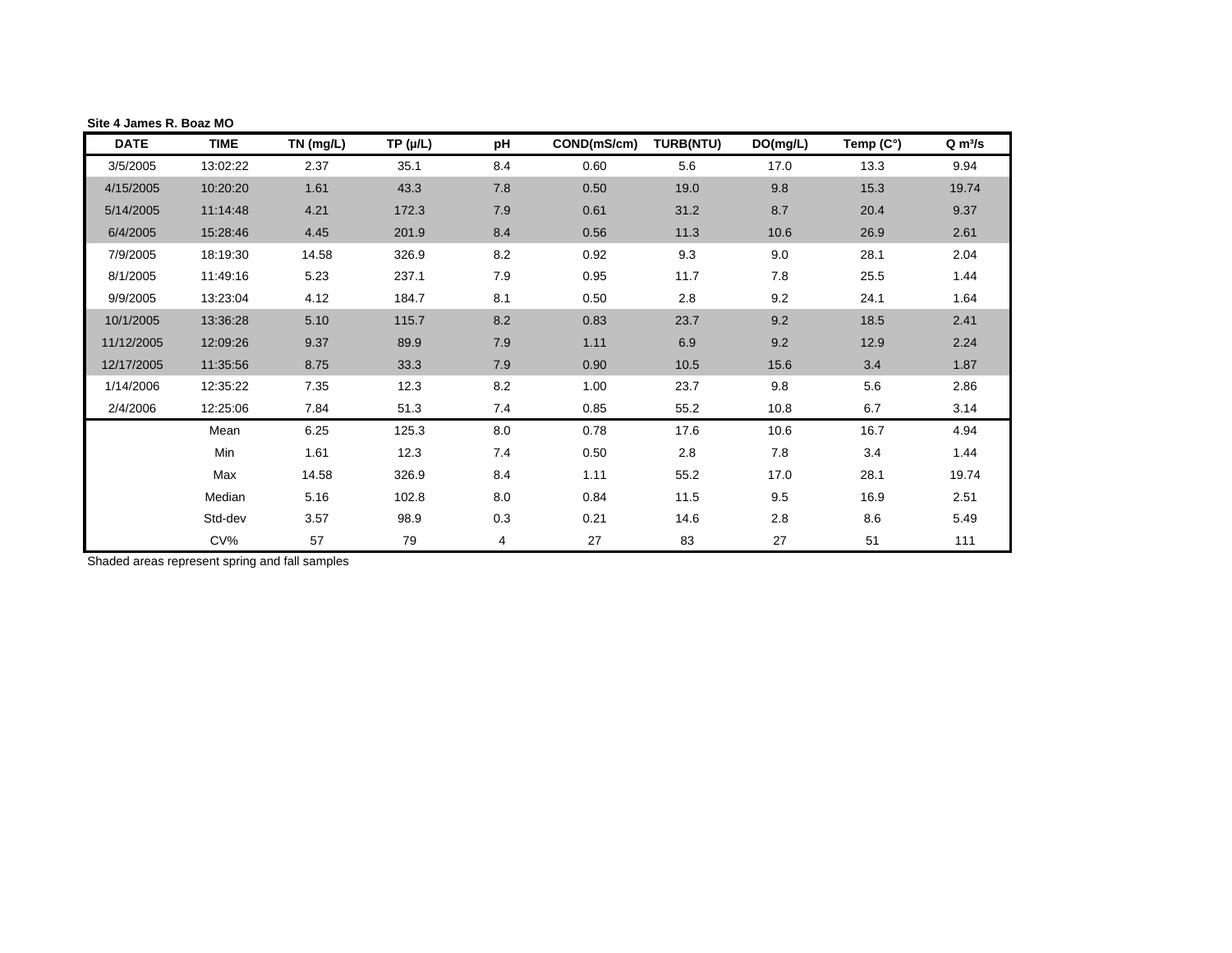**Site 4 James R. Boaz MO**

| DATE | TIME | TN (mg/L) | TP (µ/L) | pH | COND(mS/cm) | TURB(NTU) | DO(mg/L) | Temp (C°) | Q $m^3/s$ |
|---|---|---|---|---|---|---|---|---|---|
| 3/5/2005 | 13:02:22 | 2.37 | 35.1 | 8.4 | 0.60 | 5.6 | 17.0 | 13.3 | 9.94 |
| 4/15/2005 | 10:20:20 | 1.61 | 43.3 | 7.8 | 0.50 | 19.0 | 9.8 | 15.3 | 19.74 |
| 5/14/2005 | 11:14:48 | 4.21 | 172.3 | 7.9 | 0.61 | 31.2 | 8.7 | 20.4 | 9.37 |
| 6/4/2005 | 15:28:46 | 4.45 | 201.9 | 8.4 | 0.56 | 11.3 | 10.6 | 26.9 | 2.61 |
| 7/9/2005 | 18:19:30 | 14.58 | 326.9 | 8.2 | 0.92 | 9.3 | 9.0 | 28.1 | 2.04 |
| 8/1/2005 | 11:49:16 | 5.23 | 237.1 | 7.9 | 0.95 | 11.7 | 7.8 | 25.5 | 1.44 |
| 9/9/2005 | 13:23:04 | 4.12 | 184.7 | 8.1 | 0.50 | 2.8 | 9.2 | 24.1 | 1.64 |
| 10/1/2005 | 13:36:28 | 5.10 | 115.7 | 8.2 | 0.83 | 23.7 | 9.2 | 18.5 | 2.41 |
| 11/12/2005 | 12:09:26 | 9.37 | 89.9 | 7.9 | 1.11 | 6.9 | 9.2 | 12.9 | 2.24 |
| 12/17/2005 | 11:35:56 | 8.75 | 33.3 | 7.9 | 0.90 | 10.5 | 15.6 | 3.4 | 1.87 |
| 1/14/2006 | 12:35:22 | 7.35 | 12.3 | 8.2 | 1.00 | 23.7 | 9.8 | 5.6 | 2.86 |
| 2/4/2006 | 12:25:06 | 7.84 | 51.3 | 7.4 | 0.85 | 55.2 | 10.8 | 6.7 | 3.14 |
| | Mean | 6.25 | 125.3 | 8.0 | 0.78 | 17.6 | 10.6 | 16.7 | 4.94 |
| | Min | 1.61 | 12.3 | 7.4 | 0.50 | 2.8 | 7.8 | 3.4 | 1.44 |
| | Max | 14.58 | 326.9 | 8.4 | 1.11 | 55.2 | 17.0 | 28.1 | 19.74 |
| | Median | 5.16 | 102.8 | 8.0 | 0.84 | 11.5 | 9.5 | 16.9 | 2.51 |
| | Std-dev | 3.57 | 98.9 | 0.3 | 0.21 | 14.6 | 2.8 | 8.6 | 5.49 |
| | CV% | 57 | 79 | 4 | 27 | 83 | 27 | 51 | 111 |

Shaded areas represent spring and fall samples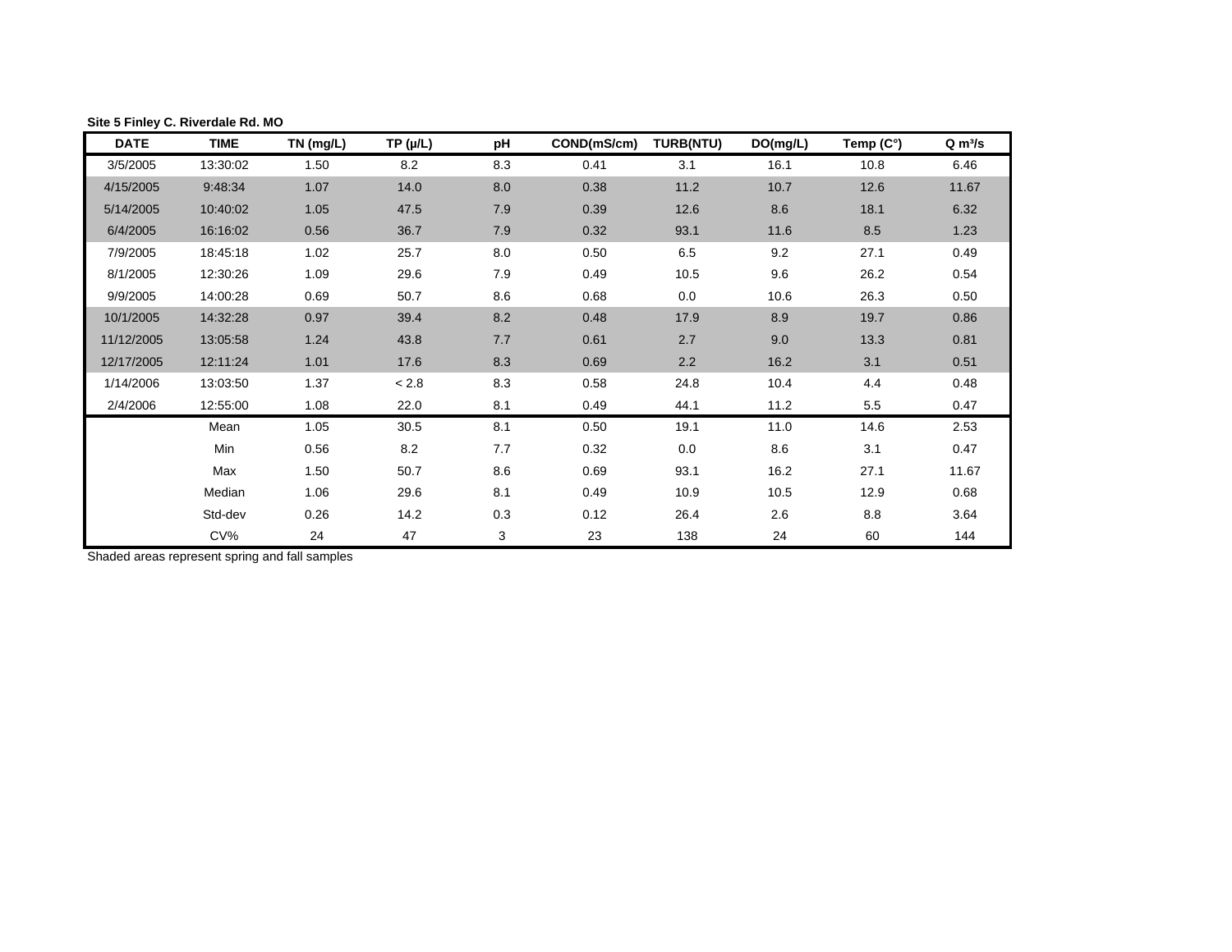**Site 5 Finley C. Riverdale Rd. MO**

| DATE | TIME | TN (mg/L) | TP (µ/L) | pH | COND(mS/cm) | TURB(NTU) | DO(mg/L) | Temp (C°) | Q m³/s |
|---|---|---|---|---|---|---|---|---|---|
| 3/5/2005 | 13:30:02 | 1.50 | 8.2 | 8.3 | 0.41 | 3.1 | 16.1 | 10.8 | 6.46 |
| 4/15/2005 | 9:48:34 | 1.07 | 14.0 | 8.0 | 0.38 | 11.2 | 10.7 | 12.6 | 11.67 |
| 5/14/2005 | 10:40:02 | 1.05 | 47.5 | 7.9 | 0.39 | 12.6 | 8.6 | 18.1 | 6.32 |
| 6/4/2005 | 16:16:02 | 0.56 | 36.7 | 7.9 | 0.32 | 93.1 | 11.6 | 8.5 | 1.23 |
| 7/9/2005 | 18:45:18 | 1.02 | 25.7 | 8.0 | 0.50 | 6.5 | 9.2 | 27.1 | 0.49 |
| 8/1/2005 | 12:30:26 | 1.09 | 29.6 | 7.9 | 0.49 | 10.5 | 9.6 | 26.2 | 0.54 |
| 9/9/2005 | 14:00:28 | 0.69 | 50.7 | 8.6 | 0.68 | 0.0 | 10.6 | 26.3 | 0.50 |
| 10/1/2005 | 14:32:28 | 0.97 | 39.4 | 8.2 | 0.48 | 17.9 | 8.9 | 19.7 | 0.86 |
| 11/12/2005 | 13:05:58 | 1.24 | 43.8 | 7.7 | 0.61 | 2.7 | 9.0 | 13.3 | 0.81 |
| 12/17/2005 | 12:11:24 | 1.01 | 17.6 | 8.3 | 0.69 | 2.2 | 16.2 | 3.1 | 0.51 |
| 1/14/2006 | 13:03:50 | 1.37 | < 2.8 | 8.3 | 0.58 | 24.8 | 10.4 | 4.4 | 0.48 |
| 2/4/2006 | 12:55:00 | 1.08 | 22.0 | 8.1 | 0.49 | 44.1 | 11.2 | 5.5 | 0.47 |
| | Mean | 1.05 | 30.5 | 8.1 | 0.50 | 19.1 | 11.0 | 14.6 | 2.53 |
| | Min | 0.56 | 8.2 | 7.7 | 0.32 | 0.0 | 8.6 | 3.1 | 0.47 |
| | Max | 1.50 | 50.7 | 8.6 | 0.69 | 93.1 | 16.2 | 27.1 | 11.67 |
| | Median | 1.06 | 29.6 | 8.1 | 0.49 | 10.9 | 10.5 | 12.9 | 0.68 |
| | Std-dev | 0.26 | 14.2 | 0.3 | 0.12 | 26.4 | 2.6 | 8.8 | 3.64 |
| | CV% | 24 | 47 | 3 | 23 | 138 | 24 | 60 | 144 |

Shaded areas represent spring and fall samples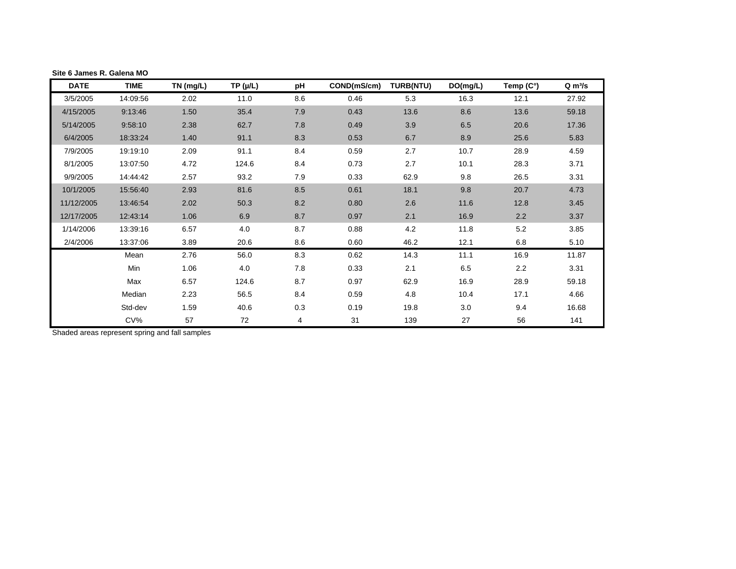**Site 6 James R. Galena MO**

| DATE | TIME | TN (mg/L) | TP (µ/L) | pH | COND(mS/cm) | TURB(NTU) | DO(mg/L) | Temp (C°) | Q m³/s |
|---|---|---|---|---|---|---|---|---|---|
| 3/5/2005 | 14:09:56 | 2.02 | 11.0 | 8.6 | 0.46 | 5.3 | 16.3 | 12.1 | 27.92 |
| 4/15/2005 | 9:13:46 | 1.50 | 35.4 | 7.9 | 0.43 | 13.6 | 8.6 | 13.6 | 59.18 |
| 5/14/2005 | 9:58:10 | 2.38 | 62.7 | 7.8 | 0.49 | 3.9 | 6.5 | 20.6 | 17.36 |
| 6/4/2005 | 18:33:24 | 1.40 | 91.1 | 8.3 | 0.53 | 6.7 | 8.9 | 25.6 | 5.83 |
| 7/9/2005 | 19:19:10 | 2.09 | 91.1 | 8.4 | 0.59 | 2.7 | 10.7 | 28.9 | 4.59 |
| 8/1/2005 | 13:07:50 | 4.72 | 124.6 | 8.4 | 0.73 | 2.7 | 10.1 | 28.3 | 3.71 |
| 9/9/2005 | 14:44:42 | 2.57 | 93.2 | 7.9 | 0.33 | 62.9 | 9.8 | 26.5 | 3.31 |
| 10/1/2005 | 15:56:40 | 2.93 | 81.6 | 8.5 | 0.61 | 18.1 | 9.8 | 20.7 | 4.73 |
| 11/12/2005 | 13:46:54 | 2.02 | 50.3 | 8.2 | 0.80 | 2.6 | 11.6 | 12.8 | 3.45 |
| 12/17/2005 | 12:43:14 | 1.06 | 6.9 | 8.7 | 0.97 | 2.1 | 16.9 | 2.2 | 3.37 |
| 1/14/2006 | 13:39:16 | 6.57 | 4.0 | 8.7 | 0.88 | 4.2 | 11.8 | 5.2 | 3.85 |
| 2/4/2006 | 13:37:06 | 3.89 | 20.6 | 8.6 | 0.60 | 46.2 | 12.1 | 6.8 | 5.10 |
| | Mean | 2.76 | 56.0 | 8.3 | 0.62 | 14.3 | 11.1 | 16.9 | 11.87 |
| | Min | 1.06 | 4.0 | 7.8 | 0.33 | 2.1 | 6.5 | 2.2 | 3.31 |
| | Max | 6.57 | 124.6 | 8.7 | 0.97 | 62.9 | 16.9 | 28.9 | 59.18 |
| | Median | 2.23 | 56.5 | 8.4 | 0.59 | 4.8 | 10.4 | 17.1 | 4.66 |
| | Std-dev | 1.59 | 40.6 | 0.3 | 0.19 | 19.8 | 3.0 | 9.4 | 16.68 |
| | CV% | 57 | 72 | 4 | 31 | 139 | 27 | 56 | 141 |

Shaded areas represent spring and fall samples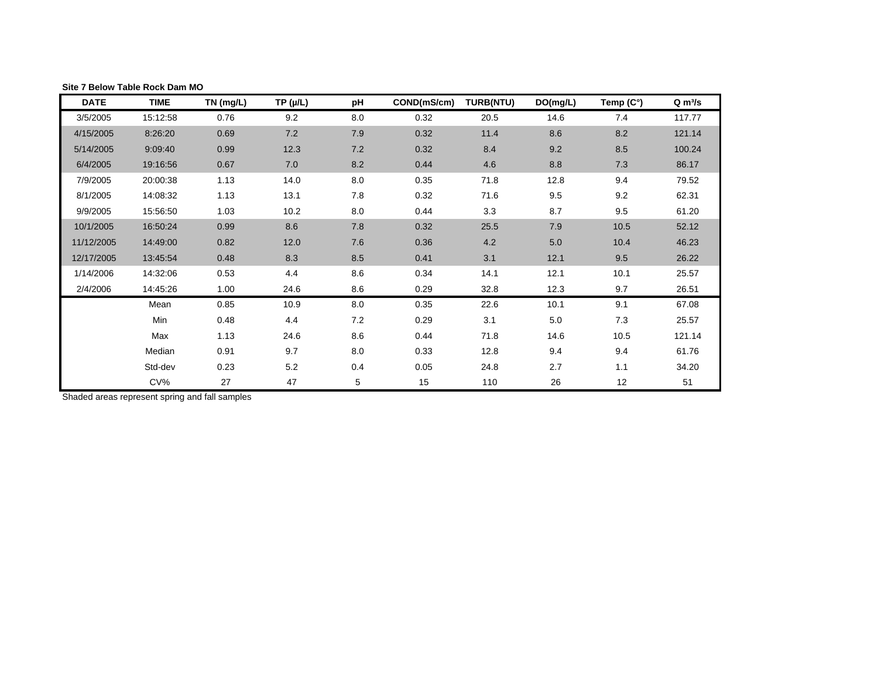**Site 7 Below Table Rock Dam MO**

| DATE | TIME | TN (mg/L) | TP (μ/L) | pH | COND(mS/cm) | TURB(NTU) | DO(mg/L) | Temp (C°) | Q $m^3/s$ |
|---|---|---|---|---|---|---|---|---|---|
| 3/5/2005 | 15:12:58 | 0.76 | 9.2 | 8.0 | 0.32 | 20.5 | 14.6 | 7.4 | 117.77 |
| 4/15/2005 | 8:26:20 | 0.69 | 7.2 | 7.9 | 0.32 | 11.4 | 8.6 | 8.2 | 121.14 |
| 5/14/2005 | 9:09:40 | 0.99 | 12.3 | 7.2 | 0.32 | 8.4 | 9.2 | 8.5 | 100.24 |
| 6/4/2005 | 19:16:56 | 0.67 | 7.0 | 8.2 | 0.44 | 4.6 | 8.8 | 7.3 | 86.17 |
| 7/9/2005 | 20:00:38 | 1.13 | 14.0 | 8.0 | 0.35 | 71.8 | 12.8 | 9.4 | 79.52 |
| 8/1/2005 | 14:08:32 | 1.13 | 13.1 | 7.8 | 0.32 | 71.6 | 9.5 | 9.2 | 62.31 |
| 9/9/2005 | 15:56:50 | 1.03 | 10.2 | 8.0 | 0.44 | 3.3 | 8.7 | 9.5 | 61.20 |
| 10/1/2005 | 16:50:24 | 0.99 | 8.6 | 7.8 | 0.32 | 25.5 | 7.9 | 10.5 | 52.12 |
| 11/12/2005 | 14:49:00 | 0.82 | 12.0 | 7.6 | 0.36 | 4.2 | 5.0 | 10.4 | 46.23 |
| 12/17/2005 | 13:45:54 | 0.48 | 8.3 | 8.5 | 0.41 | 3.1 | 12.1 | 9.5 | 26.22 |
| 1/14/2006 | 14:32:06 | 0.53 | 4.4 | 8.6 | 0.34 | 14.1 | 12.1 | 10.1 | 25.57 |
| 2/4/2006 | 14:45:26 | 1.00 | 24.6 | 8.6 | 0.29 | 32.8 | 12.3 | 9.7 | 26.51 |
| | Mean | 0.85 | 10.9 | 8.0 | 0.35 | 22.6 | 10.1 | 9.1 | 67.08 |
| | Min | 0.48 | 4.4 | 7.2 | 0.29 | 3.1 | 5.0 | 7.3 | 25.57 |
| | Max | 1.13 | 24.6 | 8.6 | 0.44 | 71.8 | 14.6 | 10.5 | 121.14 |
| | Median | 0.91 | 9.7 | 8.0 | 0.33 | 12.8 | 9.4 | 9.4 | 61.76 |
| | Std-dev | 0.23 | 5.2 | 0.4 | 0.05 | 24.8 | 2.7 | 1.1 | 34.20 |
| | CV% | 27 | 47 | 5 | 15 | 110 | 26 | 12 | 51 |

Shaded areas represent spring and fall samples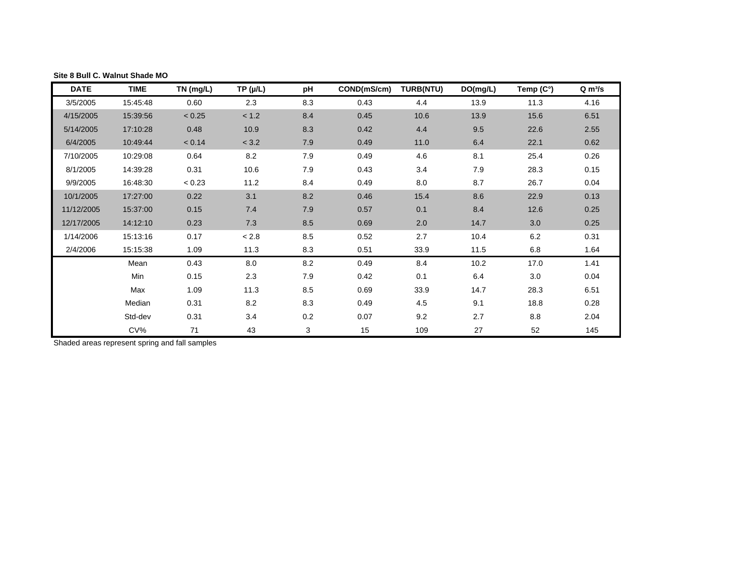**Site 8 Bull C. Walnut Shade MO**

| DATE | TIME | TN (mg/L) | TP (µ/L) | pH | COND(mS/cm) | TURB(NTU) | DO(mg/L) | Temp (C°) | Q m³/s |
|---|---|---|---|---|---|---|---|---|---|
| 3/5/2005 | 15:45:48 | 0.60 | 2.3 | 8.3 | 0.43 | 4.4 | 13.9 | 11.3 | 4.16 |
| 4/15/2005 | 15:39:56 | < 0.25 | < 1.2 | 8.4 | 0.45 | 10.6 | 13.9 | 15.6 | 6.51 |
| 5/14/2005 | 17:10:28 | 0.48 | 10.9 | 8.3 | 0.42 | 4.4 | 9.5 | 22.6 | 2.55 |
| 6/4/2005 | 10:49:44 | < 0.14 | < 3.2 | 7.9 | 0.49 | 11.0 | 6.4 | 22.1 | 0.62 |
| 7/10/2005 | 10:29:08 | 0.64 | 8.2 | 7.9 | 0.49 | 4.6 | 8.1 | 25.4 | 0.26 |
| 8/1/2005 | 14:39:28 | 0.31 | 10.6 | 7.9 | 0.43 | 3.4 | 7.9 | 28.3 | 0.15 |
| 9/9/2005 | 16:48:30 | < 0.23 | 11.2 | 8.4 | 0.49 | 8.0 | 8.7 | 26.7 | 0.04 |
| 10/1/2005 | 17:27:00 | 0.22 | 3.1 | 8.2 | 0.46 | 15.4 | 8.6 | 22.9 | 0.13 |
| 11/12/2005 | 15:37:00 | 0.15 | 7.4 | 7.9 | 0.57 | 0.1 | 8.4 | 12.6 | 0.25 |
| 12/17/2005 | 14:12:10 | 0.23 | 7.3 | 8.5 | 0.69 | 2.0 | 14.7 | 3.0 | 0.25 |
| 1/14/2006 | 15:13:16 | 0.17 | < 2.8 | 8.5 | 0.52 | 2.7 | 10.4 | 6.2 | 0.31 |
| 2/4/2006 | 15:15:38 | 1.09 | 11.3 | 8.3 | 0.51 | 33.9 | 11.5 | 6.8 | 1.64 |
| | Mean | 0.43 | 8.0 | 8.2 | 0.49 | 8.4 | 10.2 | 17.0 | 1.41 |
| | Min | 0.15 | 2.3 | 7.9 | 0.42 | 0.1 | 6.4 | 3.0 | 0.04 |
| | Max | 1.09 | 11.3 | 8.5 | 0.69 | 33.9 | 14.7 | 28.3 | 6.51 |
| | Median | 0.31 | 8.2 | 8.3 | 0.49 | 4.5 | 9.1 | 18.8 | 0.28 |
| | Std-dev | 0.31 | 3.4 | 0.2 | 0.07 | 9.2 | 2.7 | 8.8 | 2.04 |
| | CV% | 71 | 43 | 3 | 15 | 109 | 27 | 52 | 145 |

Shaded areas represent spring and fall samples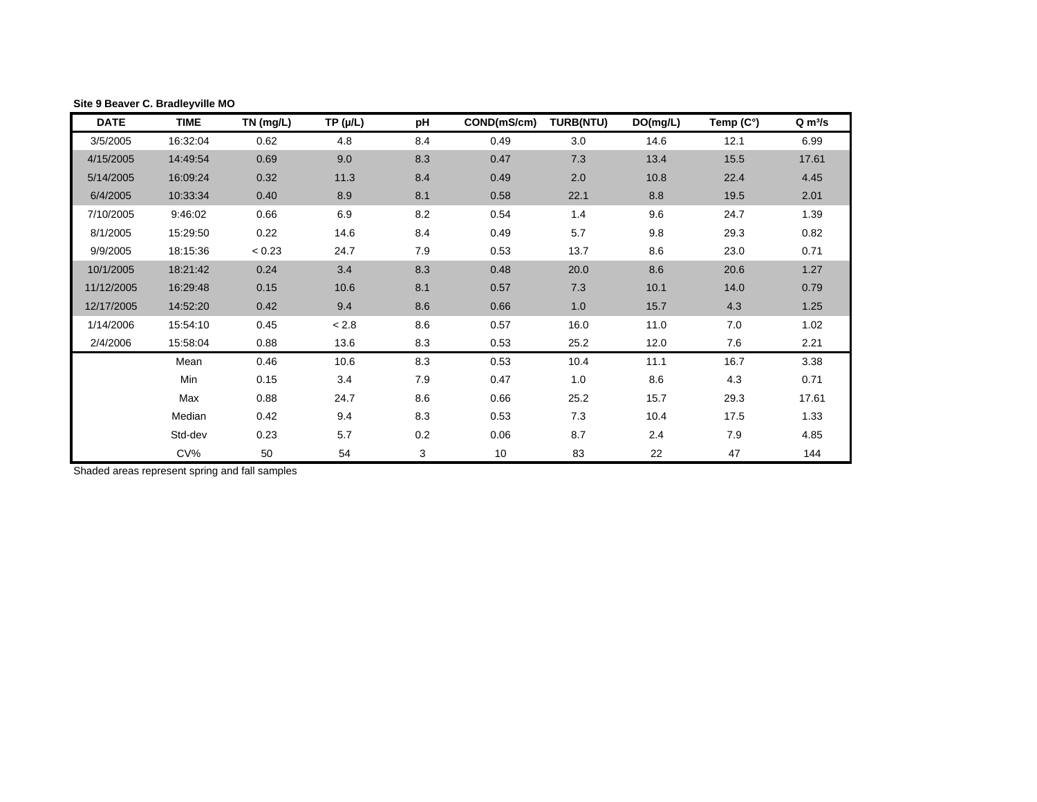**Site 9 Beaver C. Bradleyville MO**

| DATE | TIME | TN (mg/L) | TP (µ/L) | pH | COND(mS/cm) | TURB(NTU) | DO(mg/L) | Temp (C°) | Q $m^3/s$ |
|---|---|---|---|---|---|---|---|---|---|
| 3/5/2005 | 16:32:04 | 0.62 | 4.8 | 8.4 | 0.49 | 3.0 | 14.6 | 12.1 | 6.99 |
| 4/15/2005 | 14:49:54 | 0.69 | 9.0 | 8.3 | 0.47 | 7.3 | 13.4 | 15.5 | 17.61 |
| 5/14/2005 | 16:09:24 | 0.32 | 11.3 | 8.4 | 0.49 | 2.0 | 10.8 | 22.4 | 4.45 |
| 6/4/2005 | 10:33:34 | 0.40 | 8.9 | 8.1 | 0.58 | 22.1 | 8.8 | 19.5 | 2.01 |
| 7/10/2005 | 9:46:02 | 0.66 | 6.9 | 8.2 | 0.54 | 1.4 | 9.6 | 24.7 | 1.39 |
| 8/1/2005 | 15:29:50 | 0.22 | 14.6 | 8.4 | 0.49 | 5.7 | 9.8 | 29.3 | 0.82 |
| 9/9/2005 | 18:15:36 | < 0.23 | 24.7 | 7.9 | 0.53 | 13.7 | 8.6 | 23.0 | 0.71 |
| 10/1/2005 | 18:21:42 | 0.24 | 3.4 | 8.3 | 0.48 | 20.0 | 8.6 | 20.6 | 1.27 |
| 11/12/2005 | 16:29:48 | 0.15 | 10.6 | 8.1 | 0.57 | 7.3 | 10.1 | 14.0 | 0.79 |
| 12/17/2005 | 14:52:20 | 0.42 | 9.4 | 8.6 | 0.66 | 1.0 | 15.7 | 4.3 | 1.25 |
| 1/14/2006 | 15:54:10 | 0.45 | < 2.8 | 8.6 | 0.57 | 16.0 | 11.0 | 7.0 | 1.02 |
| 2/4/2006 | 15:58:04 | 0.88 | 13.6 | 8.3 | 0.53 | 25.2 | 12.0 | 7.6 | 2.21 |
| | Mean | 0.46 | 10.6 | 8.3 | 0.53 | 10.4 | 11.1 | 16.7 | 3.38 |
| | Min | 0.15 | 3.4 | 7.9 | 0.47 | 1.0 | 8.6 | 4.3 | 0.71 |
| | Max | 0.88 | 24.7 | 8.6 | 0.66 | 25.2 | 15.7 | 29.3 | 17.61 |
| | Median | 0.42 | 9.4 | 8.3 | 0.53 | 7.3 | 10.4 | 17.5 | 1.33 |
| | Std-dev | 0.23 | 5.7 | 0.2 | 0.06 | 8.7 | 2.4 | 7.9 | 4.85 |
| | CV% | 50 | 54 | 3 | 10 | 83 | 22 | 47 | 144 |

Shaded areas represent spring and fall samples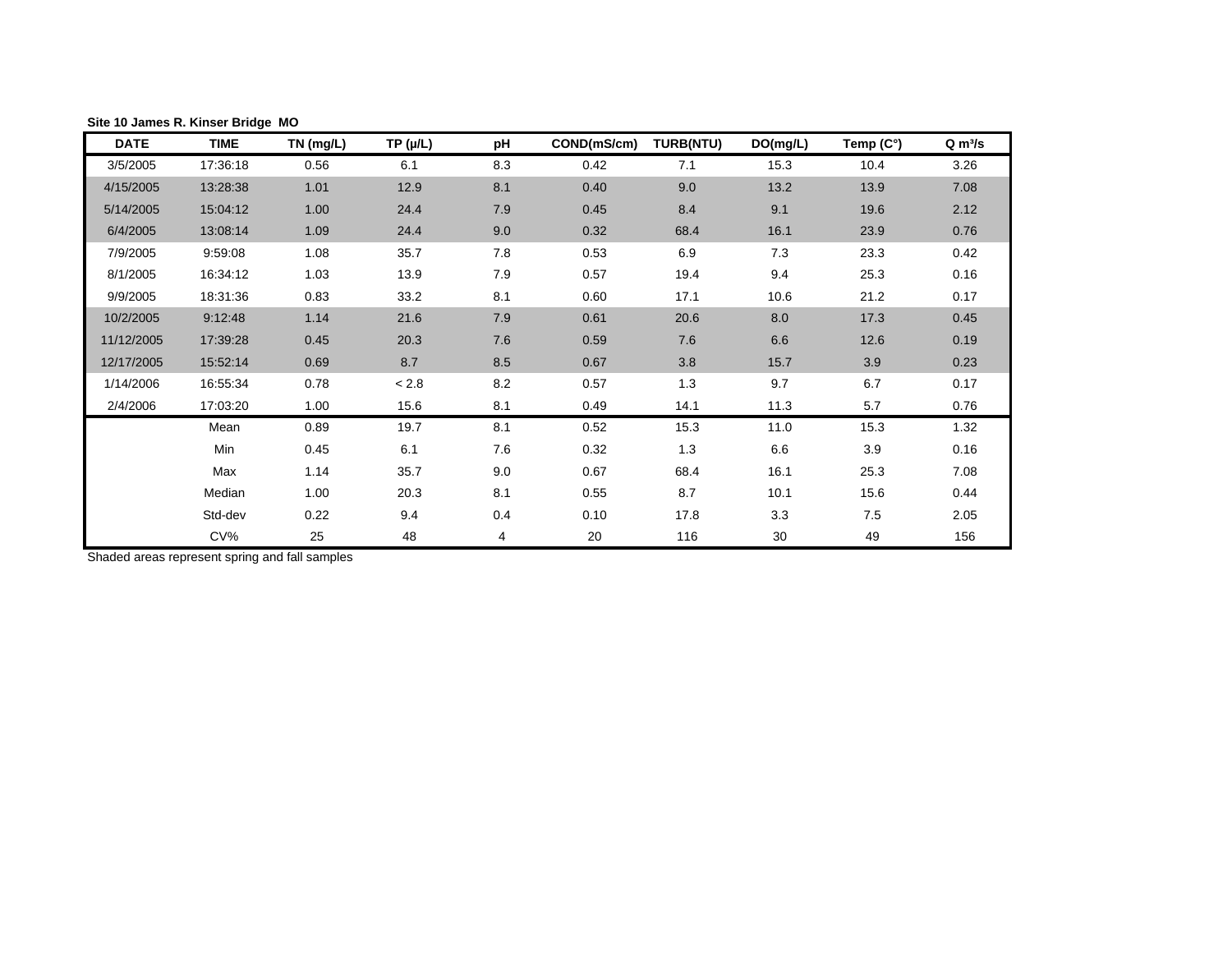**Site 10 James R. Kinser Bridge MO**

| DATE | TIME | TN (mg/L) | TP (µ/L) | pH | COND(mS/cm) | TURB(NTU) | DO(mg/L) | Temp (C°) | Q $m^3/s$ |
|---|---|---|---|---|---|---|---|---|---|
| 3/5/2005 | 17:36:18 | 0.56 | 6.1 | 8.3 | 0.42 | 7.1 | 15.3 | 10.4 | 3.26 |
| 4/15/2005 | 13:28:38 | 1.01 | 12.9 | 8.1 | 0.40 | 9.0 | 13.2 | 13.9 | 7.08 |
| 5/14/2005 | 15:04:12 | 1.00 | 24.4 | 7.9 | 0.45 | 8.4 | 9.1 | 19.6 | 2.12 |
| 6/4/2005 | 13:08:14 | 1.09 | 24.4 | 9.0 | 0.32 | 68.4 | 16.1 | 23.9 | 0.76 |
| 7/9/2005 | 9:59:08 | 1.08 | 35.7 | 7.8 | 0.53 | 6.9 | 7.3 | 23.3 | 0.42 |
| 8/1/2005 | 16:34:12 | 1.03 | 13.9 | 7.9 | 0.57 | 19.4 | 9.4 | 25.3 | 0.16 |
| 9/9/2005 | 18:31:36 | 0.83 | 33.2 | 8.1 | 0.60 | 17.1 | 10.6 | 21.2 | 0.17 |
| 10/2/2005 | 9:12:48 | 1.14 | 21.6 | 7.9 | 0.61 | 20.6 | 8.0 | 17.3 | 0.45 |
| 11/12/2005 | 17:39:28 | 0.45 | 20.3 | 7.6 | 0.59 | 7.6 | 6.6 | 12.6 | 0.19 |
| 12/17/2005 | 15:52:14 | 0.69 | 8.7 | 8.5 | 0.67 | 3.8 | 15.7 | 3.9 | 0.23 |
| 1/14/2006 | 16:55:34 | 0.78 | < 2.8 | 8.2 | 0.57 | 1.3 | 9.7 | 6.7 | 0.17 |
| 2/4/2006 | 17:03:20 | 1.00 | 15.6 | 8.1 | 0.49 | 14.1 | 11.3 | 5.7 | 0.76 |
| | Mean | 0.89 | 19.7 | 8.1 | 0.52 | 15.3 | 11.0 | 15.3 | 1.32 |
| | Min | 0.45 | 6.1 | 7.6 | 0.32 | 1.3 | 6.6 | 3.9 | 0.16 |
| | Max | 1.14 | 35.7 | 9.0 | 0.67 | 68.4 | 16.1 | 25.3 | 7.08 |
| | Median | 1.00 | 20.3 | 8.1 | 0.55 | 8.7 | 10.1 | 15.6 | 0.44 |
| | Std-dev | 0.22 | 9.4 | 0.4 | 0.10 | 17.8 | 3.3 | 7.5 | 2.05 |
| | CV% | 25 | 48 | 4 | 20 | 116 | 30 | 49 | 156 |

Shaded areas represent spring and fall samples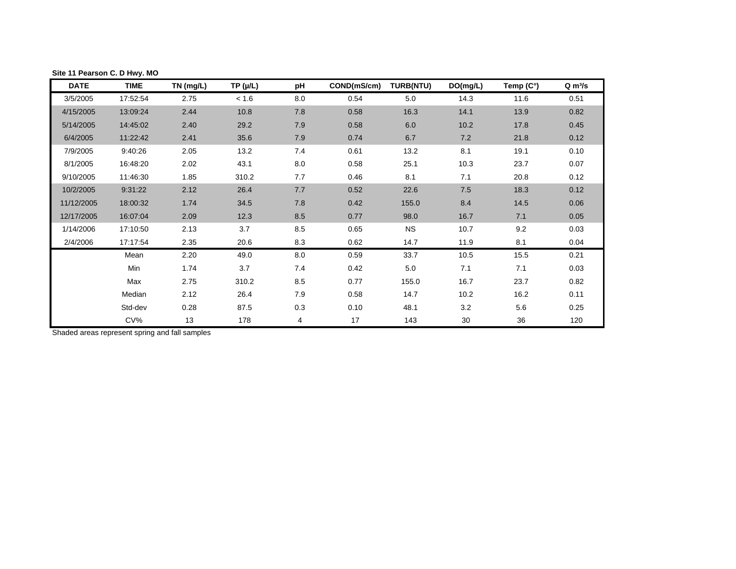**Site 11 Pearson C. D Hwy. MO**

| DATE | TIME | TN (mg/L) | TP (µ/L) | pH | COND(mS/cm) | TURB(NTU) | DO(mg/L) | Temp (C°) | Q m³/s |
|---|---|---|---|---|---|---|---|---|---|
| 3/5/2005 | 17:52:54 | 2.75 | < 1.6 | 8.0 | 0.54 | 5.0 | 14.3 | 11.6 | 0.51 |
| 4/15/2005 | 13:09:24 | 2.44 | 10.8 | 7.8 | 0.58 | 16.3 | 14.1 | 13.9 | 0.82 |
| 5/14/2005 | 14:45:02 | 2.40 | 29.2 | 7.9 | 0.58 | 6.0 | 10.2 | 17.8 | 0.45 |
| 6/4/2005 | 11:22:42 | 2.41 | 35.6 | 7.9 | 0.74 | 6.7 | 7.2 | 21.8 | 0.12 |
| 7/9/2005 | 9:40:26 | 2.05 | 13.2 | 7.4 | 0.61 | 13.2 | 8.1 | 19.1 | 0.10 |
| 8/1/2005 | 16:48:20 | 2.02 | 43.1 | 8.0 | 0.58 | 25.1 | 10.3 | 23.7 | 0.07 |
| 9/10/2005 | 11:46:30 | 1.85 | 310.2 | 7.7 | 0.46 | 8.1 | 7.1 | 20.8 | 0.12 |
| 10/2/2005 | 9:31:22 | 2.12 | 26.4 | 7.7 | 0.52 | 22.6 | 7.5 | 18.3 | 0.12 |
| 11/12/2005 | 18:00:32 | 1.74 | 34.5 | 7.8 | 0.42 | 155.0 | 8.4 | 14.5 | 0.06 |
| 12/17/2005 | 16:07:04 | 2.09 | 12.3 | 8.5 | 0.77 | 98.0 | 16.7 | 7.1 | 0.05 |
| 1/14/2006 | 17:10:50 | 2.13 | 3.7 | 8.5 | 0.65 | NS | 10.7 | 9.2 | 0.03 |
| 2/4/2006 | 17:17:54 | 2.35 | 20.6 | 8.3 | 0.62 | 14.7 | 11.9 | 8.1 | 0.04 |
| | Mean | 2.20 | 49.0 | 8.0 | 0.59 | 33.7 | 10.5 | 15.5 | 0.21 |
| | Min | 1.74 | 3.7 | 7.4 | 0.42 | 5.0 | 7.1 | 7.1 | 0.03 |
| | Max | 2.75 | 310.2 | 8.5 | 0.77 | 155.0 | 16.7 | 23.7 | 0.82 |
| | Median | 2.12 | 26.4 | 7.9 | 0.58 | 14.7 | 10.2 | 16.2 | 0.11 |
| | Std-dev | 0.28 | 87.5 | 0.3 | 0.10 | 48.1 | 3.2 | 5.6 | 0.25 |
| | CV% | 13 | 178 | 4 | 17 | 143 | 30 | 36 | 120 |

Shaded areas represent spring and fall samples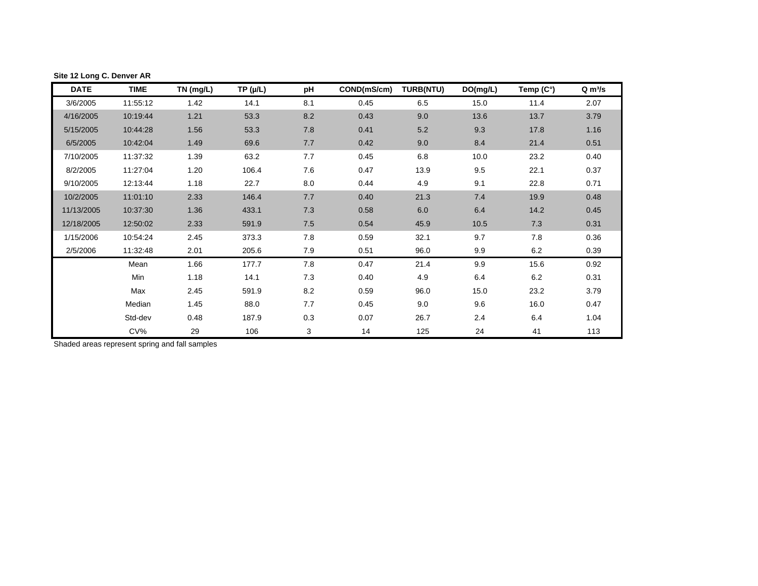**Site 12 Long C. Denver AR**

| DATE | TIME | TN (mg/L) | TP (μ/L) | pH | COND(mS/cm) | TURB(NTU) | DO(mg/L) | Temp (C°) | Q $m^3/s$ |
|---|---|---|---|---|---|---|---|---|---|
| 3/6/2005 | 11:55:12 | 1.42 | 14.1 | 8.1 | 0.45 | 6.5 | 15.0 | 11.4 | 2.07 |
| 4/16/2005 | 10:19:44 | 1.21 | 53.3 | 8.2 | 0.43 | 9.0 | 13.6 | 13.7 | 3.79 |
| 5/15/2005 | 10:44:28 | 1.56 | 53.3 | 7.8 | 0.41 | 5.2 | 9.3 | 17.8 | 1.16 |
| 6/5/2005 | 10:42:04 | 1.49 | 69.6 | 7.7 | 0.42 | 9.0 | 8.4 | 21.4 | 0.51 |
| 7/10/2005 | 11:37:32 | 1.39 | 63.2 | 7.7 | 0.45 | 6.8 | 10.0 | 23.2 | 0.40 |
| 8/2/2005 | 11:27:04 | 1.20 | 106.4 | 7.6 | 0.47 | 13.9 | 9.5 | 22.1 | 0.37 |
| 9/10/2005 | 12:13:44 | 1.18 | 22.7 | 8.0 | 0.44 | 4.9 | 9.1 | 22.8 | 0.71 |
| 10/2/2005 | 11:01:10 | 2.33 | 146.4 | 7.7 | 0.40 | 21.3 | 7.4 | 19.9 | 0.48 |
| 11/13/2005 | 10:37:30 | 1.36 | 433.1 | 7.3 | 0.58 | 6.0 | 6.4 | 14.2 | 0.45 |
| 12/18/2005 | 12:50:02 | 2.33 | 591.9 | 7.5 | 0.54 | 45.9 | 10.5 | 7.3 | 0.31 |
| 1/15/2006 | 10:54:24 | 2.45 | 373.3 | 7.8 | 0.59 | 32.1 | 9.7 | 7.8 | 0.36 |
| 2/5/2006 | 11:32:48 | 2.01 | 205.6 | 7.9 | 0.51 | 96.0 | 9.9 | 6.2 | 0.39 |
| | Mean | 1.66 | 177.7 | 7.8 | 0.47 | 21.4 | 9.9 | 15.6 | 0.92 |
| | Min | 1.18 | 14.1 | 7.3 | 0.40 | 4.9 | 6.4 | 6.2 | 0.31 |
| | Max | 2.45 | 591.9 | 8.2 | 0.59 | 96.0 | 15.0 | 23.2 | 3.79 |
| | Median | 1.45 | 88.0 | 7.7 | 0.45 | 9.0 | 9.6 | 16.0 | 0.47 |
| | Std-dev | 0.48 | 187.9 | 0.3 | 0.07 | 26.7 | 2.4 | 6.4 | 1.04 |
| | CV% | 29 | 106 | 3 | 14 | 125 | 24 | 41 | 113 |

Shaded areas represent spring and fall samples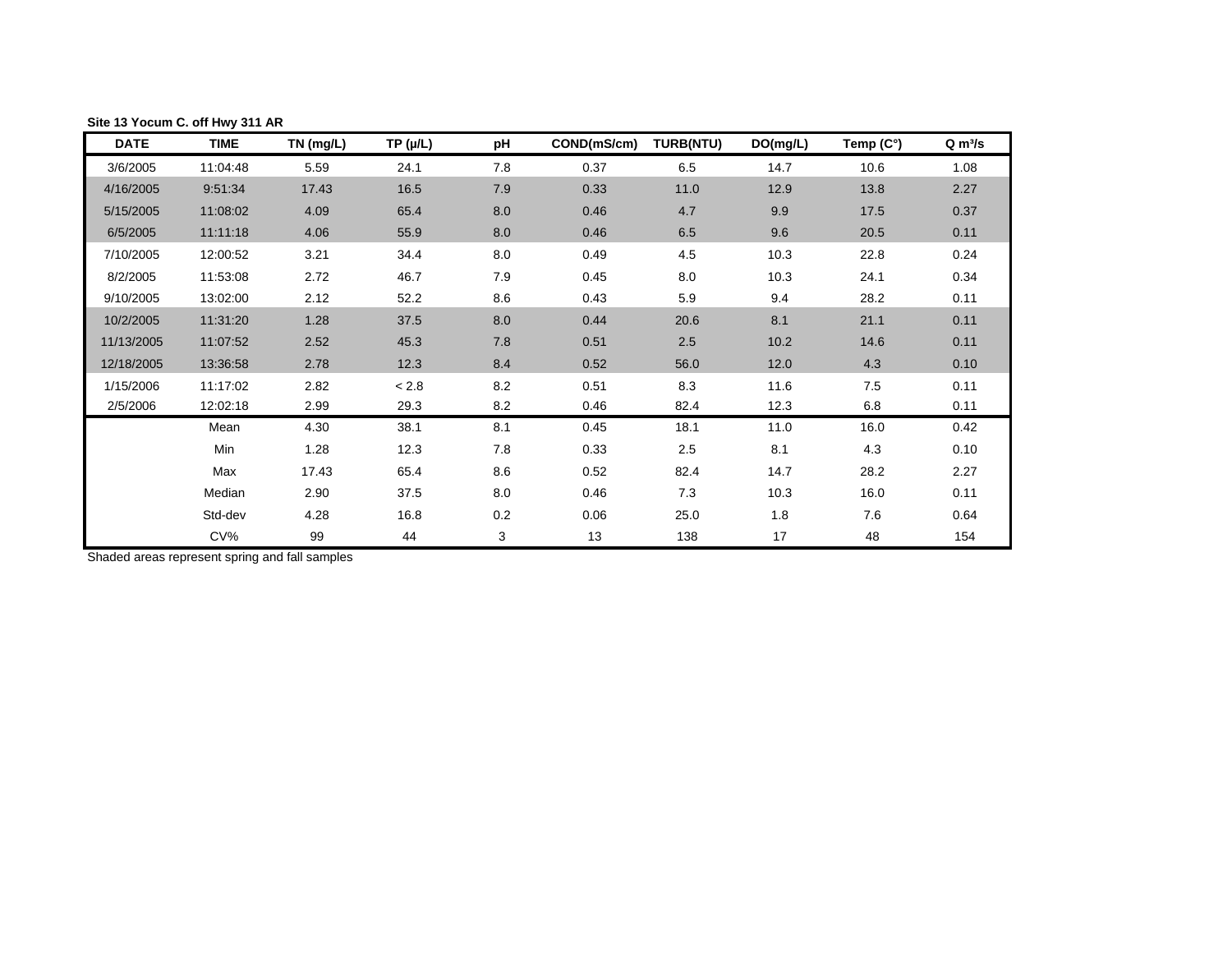**Site 13 Yocum C. off Hwy 311 AR**

| DATE | TIME | TN (mg/L) | TP (µ/L) | pH | COND(mS/cm) | TURB(NTU) | DO(mg/L) | Temp (C°) | Q $m^3/s$ |
|---|---|---|---|---|---|---|---|---|---|
| 3/6/2005 | 11:04:48 | 5.59 | 24.1 | 7.8 | 0.37 | 6.5 | 14.7 | 10.6 | 1.08 |
| 4/16/2005 | 9:51:34 | 17.43 | 16.5 | 7.9 | 0.33 | 11.0 | 12.9 | 13.8 | 2.27 |
| 5/15/2005 | 11:08:02 | 4.09 | 65.4 | 8.0 | 0.46 | 4.7 | 9.9 | 17.5 | 0.37 |
| 6/5/2005 | 11:11:18 | 4.06 | 55.9 | 8.0 | 0.46 | 6.5 | 9.6 | 20.5 | 0.11 |
| 7/10/2005 | 12:00:52 | 3.21 | 34.4 | 8.0 | 0.49 | 4.5 | 10.3 | 22.8 | 0.24 |
| 8/2/2005 | 11:53:08 | 2.72 | 46.7 | 7.9 | 0.45 | 8.0 | 10.3 | 24.1 | 0.34 |
| 9/10/2005 | 13:02:00 | 2.12 | 52.2 | 8.6 | 0.43 | 5.9 | 9.4 | 28.2 | 0.11 |
| 10/2/2005 | 11:31:20 | 1.28 | 37.5 | 8.0 | 0.44 | 20.6 | 8.1 | 21.1 | 0.11 |
| 11/13/2005 | 11:07:52 | 2.52 | 45.3 | 7.8 | 0.51 | 2.5 | 10.2 | 14.6 | 0.11 |
| 12/18/2005 | 13:36:58 | 2.78 | 12.3 | 8.4 | 0.52 | 56.0 | 12.0 | 4.3 | 0.10 |
| 1/15/2006 | 11:17:02 | 2.82 | < 2.8 | 8.2 | 0.51 | 8.3 | 11.6 | 7.5 | 0.11 |
| 2/5/2006 | 12:02:18 | 2.99 | 29.3 | 8.2 | 0.46 | 82.4 | 12.3 | 6.8 | 0.11 |
| | Mean | 4.30 | 38.1 | 8.1 | 0.45 | 18.1 | 11.0 | 16.0 | 0.42 |
| | Min | 1.28 | 12.3 | 7.8 | 0.33 | 2.5 | 8.1 | 4.3 | 0.10 |
| | Max | 17.43 | 65.4 | 8.6 | 0.52 | 82.4 | 14.7 | 28.2 | 2.27 |
| | Median | 2.90 | 37.5 | 8.0 | 0.46 | 7.3 | 10.3 | 16.0 | 0.11 |
| | Std-dev | 4.28 | 16.8 | 0.2 | 0.06 | 25.0 | 1.8 | 7.6 | 0.64 |
| | CV% | 99 | 44 | 3 | 13 | 138 | 17 | 48 | 154 |

Shaded areas represent spring and fall samples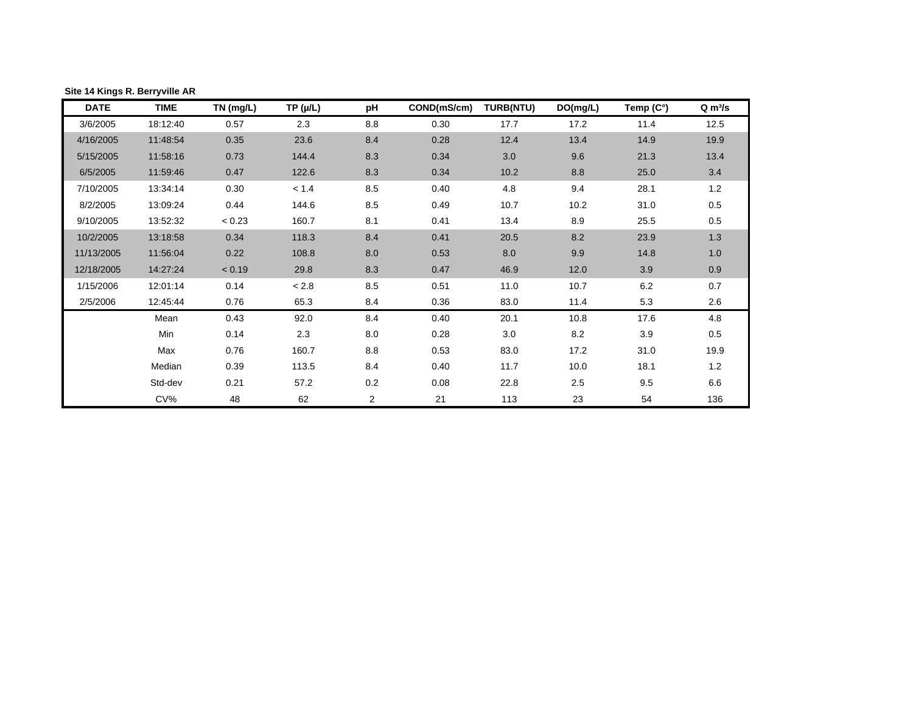**Site 14 Kings R. Berryville AR**

| DATE | TIME | TN (mg/L) | TP (μ/L) | pH | COND(mS/cm) | TURB(NTU) | DO(mg/L) | Temp (C°) | Q m³/s |
|---|---|---|---|---|---|---|---|---|---|
| 3/6/2005 | 18:12:40 | 0.57 | 2.3 | 8.8 | 0.30 | 17.7 | 17.2 | 11.4 | 12.5 |
| 4/16/2005 | 11:48:54 | 0.35 | 23.6 | 8.4 | 0.28 | 12.4 | 13.4 | 14.9 | 19.9 |
| 5/15/2005 | 11:58:16 | 0.73 | 144.4 | 8.3 | 0.34 | 3.0 | 9.6 | 21.3 | 13.4 |
| 6/5/2005 | 11:59:46 | 0.47 | 122.6 | 8.3 | 0.34 | 10.2 | 8.8 | 25.0 | 3.4 |
| 7/10/2005 | 13:34:14 | 0.30 | < 1.4 | 8.5 | 0.40 | 4.8 | 9.4 | 28.1 | 1.2 |
| 8/2/2005 | 13:09:24 | 0.44 | 144.6 | 8.5 | 0.49 | 10.7 | 10.2 | 31.0 | 0.5 |
| 9/10/2005 | 13:52:32 | < 0.23 | 160.7 | 8.1 | 0.41 | 13.4 | 8.9 | 25.5 | 0.5 |
| 10/2/2005 | 13:18:58 | 0.34 | 118.3 | 8.4 | 0.41 | 20.5 | 8.2 | 23.9 | 1.3 |
| 11/13/2005 | 11:56:04 | 0.22 | 108.8 | 8.0 | 0.53 | 8.0 | 9.9 | 14.8 | 1.0 |
| 12/18/2005 | 14:27:24 | < 0.19 | 29.8 | 8.3 | 0.47 | 46.9 | 12.0 | 3.9 | 0.9 |
| 1/15/2006 | 12:01:14 | 0.14 | < 2.8 | 8.5 | 0.51 | 11.0 | 10.7 | 6.2 | 0.7 |
| 2/5/2006 | 12:45:44 | 0.76 | 65.3 | 8.4 | 0.36 | 83.0 | 11.4 | 5.3 | 2.6 |
| | Mean | 0.43 | 92.0 | 8.4 | 0.40 | 20.1 | 10.8 | 17.6 | 4.8 |
| | Min | 0.14 | 2.3 | 8.0 | 0.28 | 3.0 | 8.2 | 3.9 | 0.5 |
| | Max | 0.76 | 160.7 | 8.8 | 0.53 | 83.0 | 17.2 | 31.0 | 19.9 |
| | Median | 0.39 | 113.5 | 8.4 | 0.40 | 11.7 | 10.0 | 18.1 | 1.2 |
| | Std-dev | 0.21 | 57.2 | 0.2 | 0.08 | 22.8 | 2.5 | 9.5 | 6.6 |
| | CV% | 48 | 62 | 2 | 21 | 113 | 23 | 54 | 136 |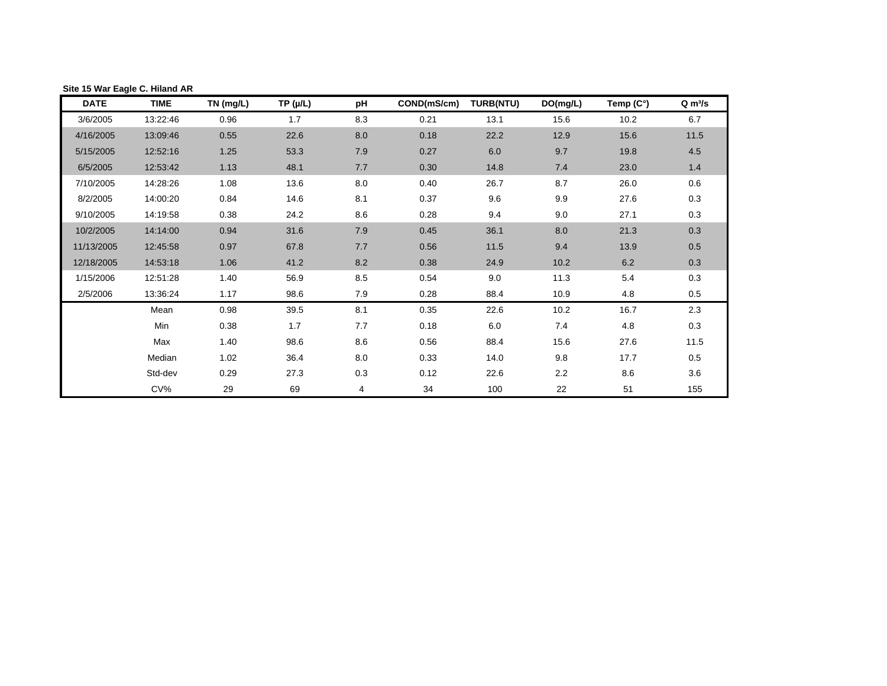**Site 15 War Eagle C. Hiland AR**

| DATE | TIME | TN (mg/L) | TP (µ/L) | pH | COND(mS/cm) | TURB(NTU) | DO(mg/L) | Temp (C°) | Q m³/s |
|---|---|---|---|---|---|---|---|---|---|
| 3/6/2005 | 13:22:46 | 0.96 | 1.7 | 8.3 | 0.21 | 13.1 | 15.6 | 10.2 | 6.7 |
| 4/16/2005 | 13:09:46 | 0.55 | 22.6 | 8.0 | 0.18 | 22.2 | 12.9 | 15.6 | 11.5 |
| 5/15/2005 | 12:52:16 | 1.25 | 53.3 | 7.9 | 0.27 | 6.0 | 9.7 | 19.8 | 4.5 |
| 6/5/2005 | 12:53:42 | 1.13 | 48.1 | 7.7 | 0.30 | 14.8 | 7.4 | 23.0 | 1.4 |
| 7/10/2005 | 14:28:26 | 1.08 | 13.6 | 8.0 | 0.40 | 26.7 | 8.7 | 26.0 | 0.6 |
| 8/2/2005 | 14:00:20 | 0.84 | 14.6 | 8.1 | 0.37 | 9.6 | 9.9 | 27.6 | 0.3 |
| 9/10/2005 | 14:19:58 | 0.38 | 24.2 | 8.6 | 0.28 | 9.4 | 9.0 | 27.1 | 0.3 |
| 10/2/2005 | 14:14:00 | 0.94 | 31.6 | 7.9 | 0.45 | 36.1 | 8.0 | 21.3 | 0.3 |
| 11/13/2005 | 12:45:58 | 0.97 | 67.8 | 7.7 | 0.56 | 11.5 | 9.4 | 13.9 | 0.5 |
| 12/18/2005 | 14:53:18 | 1.06 | 41.2 | 8.2 | 0.38 | 24.9 | 10.2 | 6.2 | 0.3 |
| 1/15/2006 | 12:51:28 | 1.40 | 56.9 | 8.5 | 0.54 | 9.0 | 11.3 | 5.4 | 0.3 |
| 2/5/2006 | 13:36:24 | 1.17 | 98.6 | 7.9 | 0.28 | 88.4 | 10.9 | 4.8 | 0.5 |
| | Mean | 0.98 | 39.5 | 8.1 | 0.35 | 22.6 | 10.2 | 16.7 | 2.3 |
| | Min | 0.38 | 1.7 | 7.7 | 0.18 | 6.0 | 7.4 | 4.8 | 0.3 |
| | Max | 1.40 | 98.6 | 8.6 | 0.56 | 88.4 | 15.6 | 27.6 | 11.5 |
| | Median | 1.02 | 36.4 | 8.0 | 0.33 | 14.0 | 9.8 | 17.7 | 0.5 |
| | Std-dev | 0.29 | 27.3 | 0.3 | 0.12 | 22.6 | 2.2 | 8.6 | 3.6 |
| | CV% | 29 | 69 | 4 | 34 | 100 | 22 | 51 | 155 |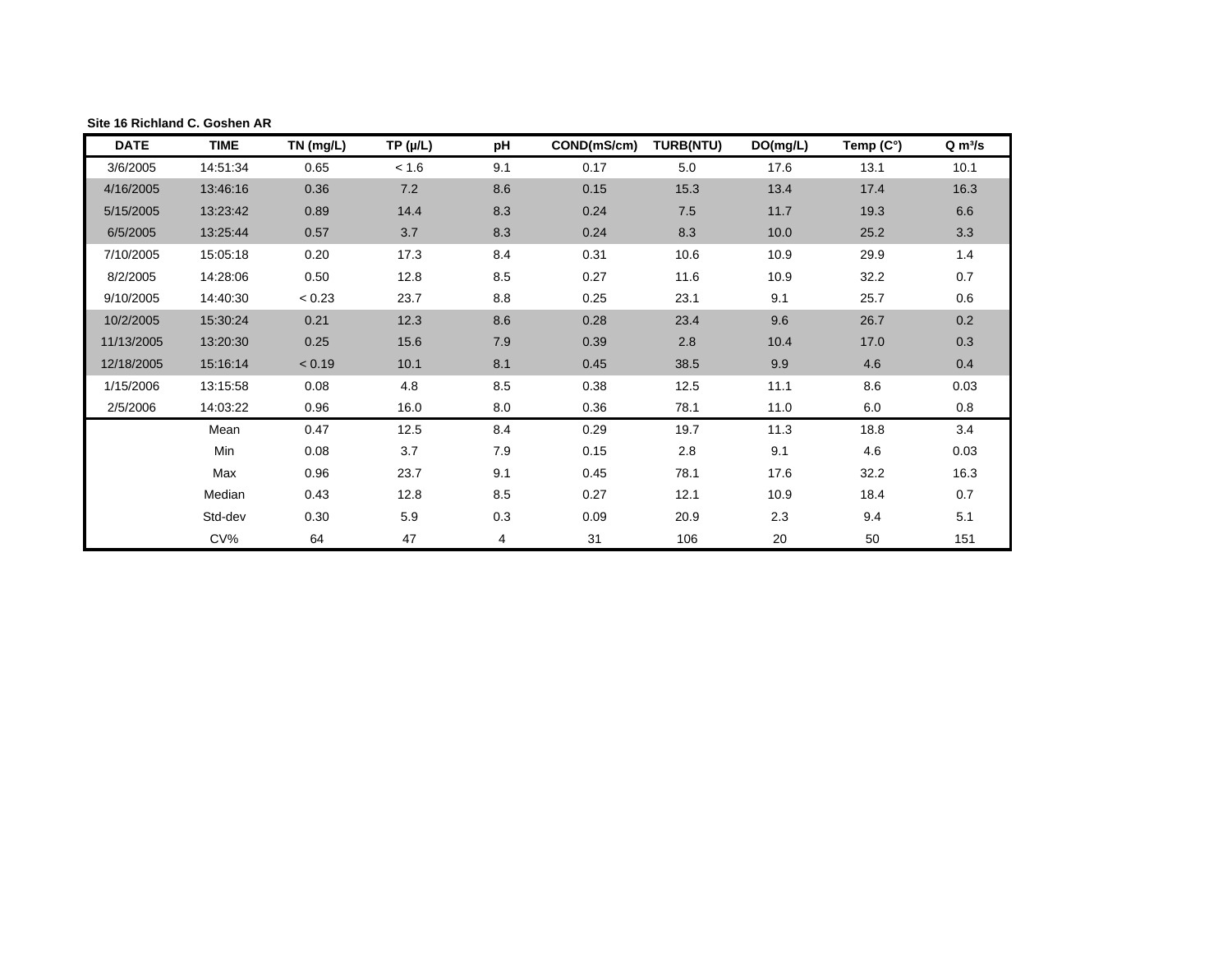**Site 16 Richland C. Goshen AR**

| DATE | TIME | TN (mg/L) | TP (µ/L) | pH | COND(mS/cm) | TURB(NTU) | DO(mg/L) | Temp (C°) | Q $m^3/s$ |
|---|---|---|---|---|---|---|---|---|---|
| 3/6/2005 | 14:51:34 | 0.65 | < 1.6 | 9.1 | 0.17 | 5.0 | 17.6 | 13.1 | 10.1 |
| 4/16/2005 | 13:46:16 | 0.36 | 7.2 | 8.6 | 0.15 | 15.3 | 13.4 | 17.4 | 16.3 |
| 5/15/2005 | 13:23:42 | 0.89 | 14.4 | 8.3 | 0.24 | 7.5 | 11.7 | 19.3 | 6.6 |
| 6/5/2005 | 13:25:44 | 0.57 | 3.7 | 8.3 | 0.24 | 8.3 | 10.0 | 25.2 | 3.3 |
| 7/10/2005 | 15:05:18 | 0.20 | 17.3 | 8.4 | 0.31 | 10.6 | 10.9 | 29.9 | 1.4 |
| 8/2/2005 | 14:28:06 | 0.50 | 12.8 | 8.5 | 0.27 | 11.6 | 10.9 | 32.2 | 0.7 |
| 9/10/2005 | 14:40:30 | < 0.23 | 23.7 | 8.8 | 0.25 | 23.1 | 9.1 | 25.7 | 0.6 |
| 10/2/2005 | 15:30:24 | 0.21 | 12.3 | 8.6 | 0.28 | 23.4 | 9.6 | 26.7 | 0.2 |
| 11/13/2005 | 13:20:30 | 0.25 | 15.6 | 7.9 | 0.39 | 2.8 | 10.4 | 17.0 | 0.3 |
| 12/18/2005 | 15:16:14 | < 0.19 | 10.1 | 8.1 | 0.45 | 38.5 | 9.9 | 4.6 | 0.4 |
| 1/15/2006 | 13:15:58 | 0.08 | 4.8 | 8.5 | 0.38 | 12.5 | 11.1 | 8.6 | 0.03 |
| 2/5/2006 | 14:03:22 | 0.96 | 16.0 | 8.0 | 0.36 | 78.1 | 11.0 | 6.0 | 0.8 |
| | Mean | 0.47 | 12.5 | 8.4 | 0.29 | 19.7 | 11.3 | 18.8 | 3.4 |
| | Min | 0.08 | 3.7 | 7.9 | 0.15 | 2.8 | 9.1 | 4.6 | 0.03 |
| | Max | 0.96 | 23.7 | 9.1 | 0.45 | 78.1 | 17.6 | 32.2 | 16.3 |
| | Median | 0.43 | 12.8 | 8.5 | 0.27 | 12.1 | 10.9 | 18.4 | 0.7 |
| | Std-dev | 0.30 | 5.9 | 0.3 | 0.09 | 20.9 | 2.3 | 9.4 | 5.1 |
| | CV% | 64 | 47 | 4 | 31 | 106 | 20 | 50 | 151 |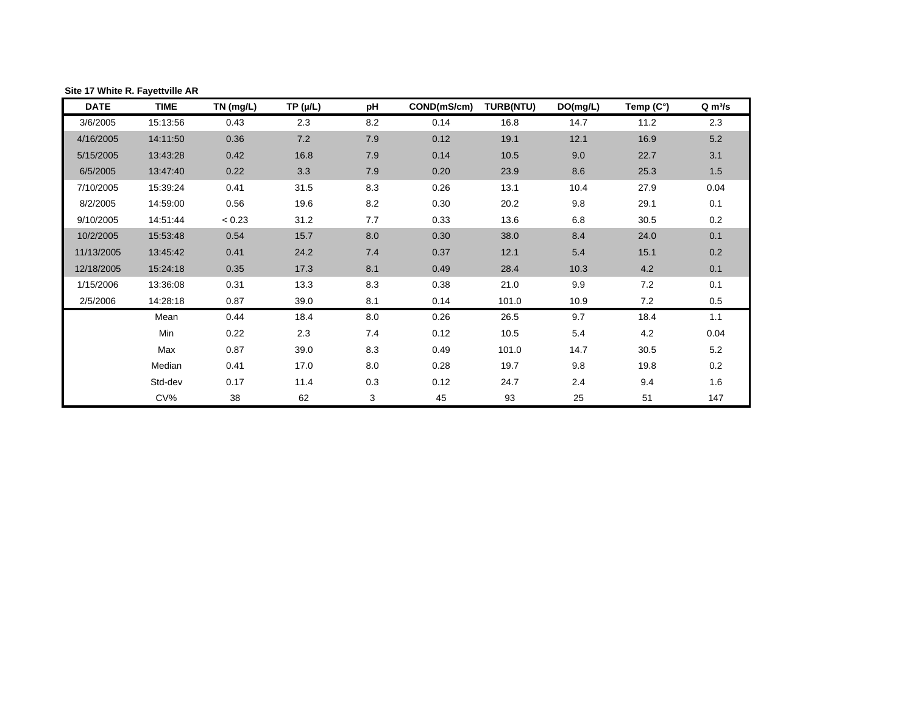**Site 17 White R. Fayettville AR**

| DATE | TIME | TN (mg/L) | TP (µ/L) | pH | COND(mS/cm) | TURB(NTU) | DO(mg/L) | Temp (C°) | Q $m^3/s$ |
|---|---|---|---|---|---|---|---|---|---|
| 3/6/2005 | 15:13:56 | 0.43 | 2.3 | 8.2 | 0.14 | 16.8 | 14.7 | 11.2 | 2.3 |
| 4/16/2005 | 14:11:50 | 0.36 | 7.2 | 7.9 | 0.12 | 19.1 | 12.1 | 16.9 | 5.2 |
| 5/15/2005 | 13:43:28 | 0.42 | 16.8 | 7.9 | 0.14 | 10.5 | 9.0 | 22.7 | 3.1 |
| 6/5/2005 | 13:47:40 | 0.22 | 3.3 | 7.9 | 0.20 | 23.9 | 8.6 | 25.3 | 1.5 |
| 7/10/2005 | 15:39:24 | 0.41 | 31.5 | 8.3 | 0.26 | 13.1 | 10.4 | 27.9 | 0.04 |
| 8/2/2005 | 14:59:00 | 0.56 | 19.6 | 8.2 | 0.30 | 20.2 | 9.8 | 29.1 | 0.1 |
| 9/10/2005 | 14:51:44 | < 0.23 | 31.2 | 7.7 | 0.33 | 13.6 | 6.8 | 30.5 | 0.2 |
| 10/2/2005 | 15:53:48 | 0.54 | 15.7 | 8.0 | 0.30 | 38.0 | 8.4 | 24.0 | 0.1 |
| 11/13/2005 | 13:45:42 | 0.41 | 24.2 | 7.4 | 0.37 | 12.1 | 5.4 | 15.1 | 0.2 |
| 12/18/2005 | 15:24:18 | 0.35 | 17.3 | 8.1 | 0.49 | 28.4 | 10.3 | 4.2 | 0.1 |
| 1/15/2006 | 13:36:08 | 0.31 | 13.3 | 8.3 | 0.38 | 21.0 | 9.9 | 7.2 | 0.1 |
| 2/5/2006 | 14:28:18 | 0.87 | 39.0 | 8.1 | 0.14 | 101.0 | 10.9 | 7.2 | 0.5 |
| | Mean | 0.44 | 18.4 | 8.0 | 0.26 | 26.5 | 9.7 | 18.4 | 1.1 |
| | Min | 0.22 | 2.3 | 7.4 | 0.12 | 10.5 | 5.4 | 4.2 | 0.04 |
| | Max | 0.87 | 39.0 | 8.3 | 0.49 | 101.0 | 14.7 | 30.5 | 5.2 |
| | Median | 0.41 | 17.0 | 8.0 | 0.28 | 19.7 | 9.8 | 19.8 | 0.2 |
| | Std-dev | 0.17 | 11.4 | 0.3 | 0.12 | 24.7 | 2.4 | 9.4 | 1.6 |
| | CV% | 38 | 62 | 3 | 45 | 93 | 25 | 51 | 147 |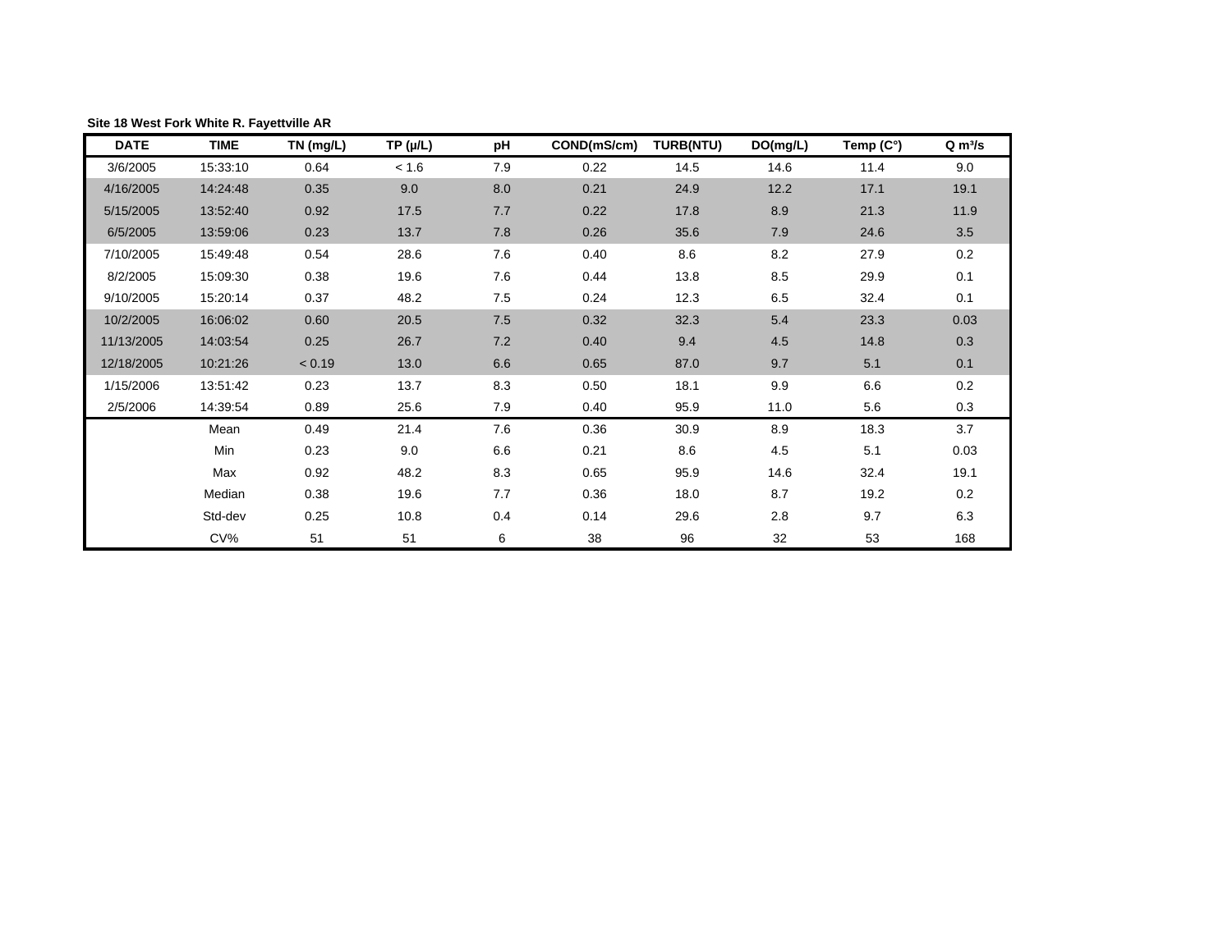**Site 18 West Fork White R. Fayettville AR**

| DATE | TIME | TN (mg/L) | TP (µ/L) | pH | COND(mS/cm) | TURB(NTU) | DO(mg/L) | Temp (C°) | Q m³/s |
|---|---|---|---|---|---|---|---|---|---|
| 3/6/2005 | 15:33:10 | 0.64 | < 1.6 | 7.9 | 0.22 | 14.5 | 14.6 | 11.4 | 9.0 |
| 4/16/2005 | 14:24:48 | 0.35 | 9.0 | 8.0 | 0.21 | 24.9 | 12.2 | 17.1 | 19.1 |
| 5/15/2005 | 13:52:40 | 0.92 | 17.5 | 7.7 | 0.22 | 17.8 | 8.9 | 21.3 | 11.9 |
| 6/5/2005 | 13:59:06 | 0.23 | 13.7 | 7.8 | 0.26 | 35.6 | 7.9 | 24.6 | 3.5 |
| 7/10/2005 | 15:49:48 | 0.54 | 28.6 | 7.6 | 0.40 | 8.6 | 8.2 | 27.9 | 0.2 |
| 8/2/2005 | 15:09:30 | 0.38 | 19.6 | 7.6 | 0.44 | 13.8 | 8.5 | 29.9 | 0.1 |
| 9/10/2005 | 15:20:14 | 0.37 | 48.2 | 7.5 | 0.24 | 12.3 | 6.5 | 32.4 | 0.1 |
| 10/2/2005 | 16:06:02 | 0.60 | 20.5 | 7.5 | 0.32 | 32.3 | 5.4 | 23.3 | 0.03 |
| 11/13/2005 | 14:03:54 | 0.25 | 26.7 | 7.2 | 0.40 | 9.4 | 4.5 | 14.8 | 0.3 |
| 12/18/2005 | 10:21:26 | < 0.19 | 13.0 | 6.6 | 0.65 | 87.0 | 9.7 | 5.1 | 0.1 |
| 1/15/2006 | 13:51:42 | 0.23 | 13.7 | 8.3 | 0.50 | 18.1 | 9.9 | 6.6 | 0.2 |
| 2/5/2006 | 14:39:54 | 0.89 | 25.6 | 7.9 | 0.40 | 95.9 | 11.0 | 5.6 | 0.3 |
| | Mean | 0.49 | 21.4 | 7.6 | 0.36 | 30.9 | 8.9 | 18.3 | 3.7 |
| | Min | 0.23 | 9.0 | 6.6 | 0.21 | 8.6 | 4.5 | 5.1 | 0.03 |
| | Max | 0.92 | 48.2 | 8.3 | 0.65 | 95.9 | 14.6 | 32.4 | 19.1 |
| | Median | 0.38 | 19.6 | 7.7 | 0.36 | 18.0 | 8.7 | 19.2 | 0.2 |
| | Std-dev | 0.25 | 10.8 | 0.4 | 0.14 | 29.6 | 2.8 | 9.7 | 6.3 |
| | CV% | 51 | 51 | 6 | 38 | 96 | 32 | 53 | 168 |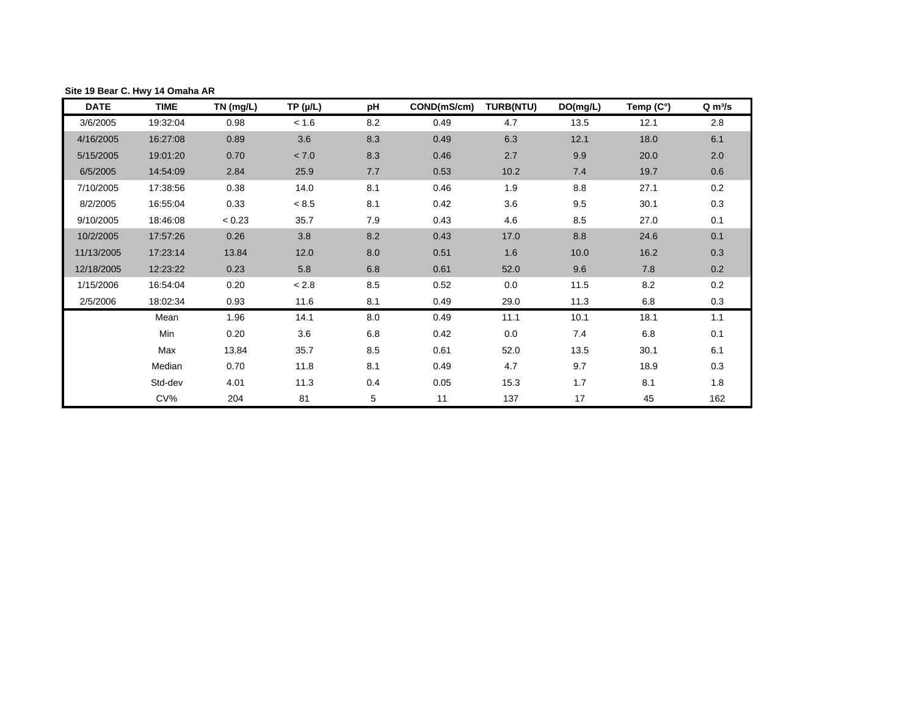**Site 19 Bear C. Hwy 14 Omaha AR**

| DATE | TIME | TN (mg/L) | TP (µ/L) | pH | COND(mS/cm) | TURB(NTU) | DO(mg/L) | Temp (C°) | Q m³/s |
|---|---|---|---|---|---|---|---|---|---|
| 3/6/2005 | 19:32:04 | 0.98 | < 1.6 | 8.2 | 0.49 | 4.7 | 13.5 | 12.1 | 2.8 |
| 4/16/2005 | 16:27:08 | 0.89 | 3.6 | 8.3 | 0.49 | 6.3 | 12.1 | 18.0 | 6.1 |
| 5/15/2005 | 19:01:20 | 0.70 | < 7.0 | 8.3 | 0.46 | 2.7 | 9.9 | 20.0 | 2.0 |
| 6/5/2005 | 14:54:09 | 2.84 | 25.9 | 7.7 | 0.53 | 10.2 | 7.4 | 19.7 | 0.6 |
| 7/10/2005 | 17:38:56 | 0.38 | 14.0 | 8.1 | 0.46 | 1.9 | 8.8 | 27.1 | 0.2 |
| 8/2/2005 | 16:55:04 | 0.33 | < 8.5 | 8.1 | 0.42 | 3.6 | 9.5 | 30.1 | 0.3 |
| 9/10/2005 | 18:46:08 | < 0.23 | 35.7 | 7.9 | 0.43 | 4.6 | 8.5 | 27.0 | 0.1 |
| 10/2/2005 | 17:57:26 | 0.26 | 3.8 | 8.2 | 0.43 | 17.0 | 8.8 | 24.6 | 0.1 |
| 11/13/2005 | 17:23:14 | 13.84 | 12.0 | 8.0 | 0.51 | 1.6 | 10.0 | 16.2 | 0.3 |
| 12/18/2005 | 12:23:22 | 0.23 | 5.8 | 6.8 | 0.61 | 52.0 | 9.6 | 7.8 | 0.2 |
| 1/15/2006 | 16:54:04 | 0.20 | < 2.8 | 8.5 | 0.52 | 0.0 | 11.5 | 8.2 | 0.2 |
| 2/5/2006 | 18:02:34 | 0.93 | 11.6 | 8.1 | 0.49 | 29.0 | 11.3 | 6.8 | 0.3 |
| | Mean | 1.96 | 14.1 | 8.0 | 0.49 | 11.1 | 10.1 | 18.1 | 1.1 |
| | Min | 0.20 | 3.6 | 6.8 | 0.42 | 0.0 | 7.4 | 6.8 | 0.1 |
| | Max | 13.84 | 35.7 | 8.5 | 0.61 | 52.0 | 13.5 | 30.1 | 6.1 |
| | Median | 0.70 | 11.8 | 8.1 | 0.49 | 4.7 | 9.7 | 18.9 | 0.3 |
| | Std-dev | 4.01 | 11.3 | 0.4 | 0.05 | 15.3 | 1.7 | 8.1 | 1.8 |
| | CV% | 204 | 81 | 5 | 11 | 137 | 17 | 45 | 162 |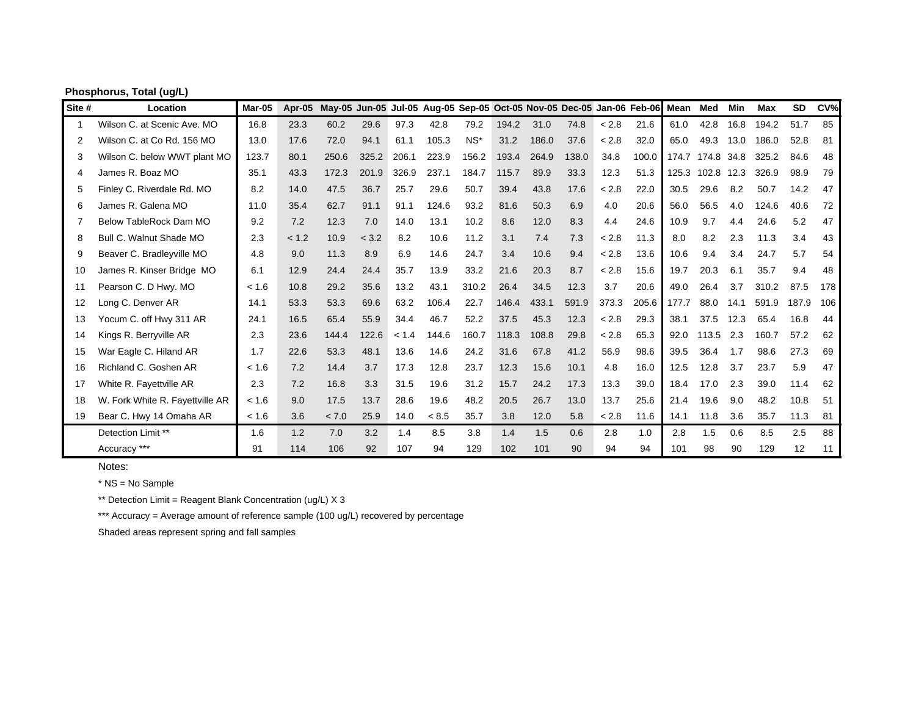**Phosphorus, Total (ug/L)**

| Site # | Location | Mar-05 | Apr-05 | May-05 | Jun-05 | Jul-05 | Aug-05 | Sep-05 | Oct-05 | Nov-05 | Dec-05 | Jan-06 | Feb-06 | Mean | Med | Min | Max | SD | CV% |
|---|---|---|---|---|---|---|---|---|---|---|---|---|---|---|---|---|---|---|---|
| 1 | Wilson C. at Scenic Ave. MO | 16.8 | 23.3 | 60.2 | 29.6 | 97.3 | 42.8 | 79.2 | 194.2 | 31.0 | 74.8 | < 2.8 | 21.6 | 61.0 | 42.8 | 16.8 | 194.2 | 51.7 | 85 |
| 2 | Wilson C. at Co Rd. 156 MO | 13.0 | 17.6 | 72.0 | 94.1 | 61.1 | 105.3 | NS* | 31.2 | 186.0 | 37.6 | < 2.8 | 32.0 | 65.0 | 49.3 | 13.0 | 186.0 | 52.8 | 81 |
| 3 | Wilson C. below WWT plant MO | 123.7 | 80.1 | 250.6 | 325.2 | 206.1 | 223.9 | 156.2 | 193.4 | 264.9 | 138.0 | 34.8 | 100.0 | 174.7 | 174.8 | 34.8 | 325.2 | 84.6 | 48 |
| 4 | James R. Boaz MO | 35.1 | 43.3 | 172.3 | 201.9 | 326.9 | 237.1 | 184.7 | 115.7 | 89.9 | 33.3 | 12.3 | 51.3 | 125.3 | 102.8 | 12.3 | 326.9 | 98.9 | 79 |
| 5 | Finley C. Riverdale Rd. MO | 8.2 | 14.0 | 47.5 | 36.7 | 25.7 | 29.6 | 50.7 | 39.4 | 43.8 | 17.6 | < 2.8 | 22.0 | 30.5 | 29.6 | 8.2 | 50.7 | 14.2 | 47 |
| 6 | James R. Galena MO | 11.0 | 35.4 | 62.7 | 91.1 | 91.1 | 124.6 | 93.2 | 81.6 | 50.3 | 6.9 | 4.0 | 20.6 | 56.0 | 56.5 | 4.0 | 124.6 | 40.6 | 72 |
| 7 | Below TableRock Dam MO | 9.2 | 7.2 | 12.3 | 7.0 | 14.0 | 13.1 | 10.2 | 8.6 | 12.0 | 8.3 | 4.4 | 24.6 | 10.9 | 9.7 | 4.4 | 24.6 | 5.2 | 47 |
| 8 | Bull C. Walnut Shade MO | 2.3 | < 1.2 | 10.9 | < 3.2 | 8.2 | 10.6 | 11.2 | 3.1 | 7.4 | 7.3 | < 2.8 | 11.3 | 8.0 | 8.2 | 2.3 | 11.3 | 3.4 | 43 |
| 9 | Beaver C. Bradleyville MO | 4.8 | 9.0 | 11.3 | 8.9 | 6.9 | 14.6 | 24.7 | 3.4 | 10.6 | 9.4 | < 2.8 | 13.6 | 10.6 | 9.4 | 3.4 | 24.7 | 5.7 | 54 |
| 10 | James R. Kinser Bridge MO | 6.1 | 12.9 | 24.4 | 24.4 | 35.7 | 13.9 | 33.2 | 21.6 | 20.3 | 8.7 | < 2.8 | 15.6 | 19.7 | 20.3 | 6.1 | 35.7 | 9.4 | 48 |
| 11 | Pearson C. D Hwy. MO | < 1.6 | 10.8 | 29.2 | 35.6 | 13.2 | 43.1 | 310.2 | 26.4 | 34.5 | 12.3 | 3.7 | 20.6 | 49.0 | 26.4 | 3.7 | 310.2 | 87.5 | 178 |
| 12 | Long C. Denver AR | 14.1 | 53.3 | 53.3 | 69.6 | 63.2 | 106.4 | 22.7 | 146.4 | 433.1 | 591.9 | 373.3 | 205.6 | 177.7 | 88.0 | 14.1 | 591.9 | 187.9 | 106 |
| 13 | Yocum C. off Hwy 311 AR | 24.1 | 16.5 | 65.4 | 55.9 | 34.4 | 46.7 | 52.2 | 37.5 | 45.3 | 12.3 | < 2.8 | 29.3 | 38.1 | 37.5 | 12.3 | 65.4 | 16.8 | 44 |
| 14 | Kings R. Berryville AR | 2.3 | 23.6 | 144.4 | 122.6 | < 1.4 | 144.6 | 160.7 | 118.3 | 108.8 | 29.8 | < 2.8 | 65.3 | 92.0 | 113.5 | 2.3 | 160.7 | 57.2 | 62 |
| 15 | War Eagle C. Hiland AR | 1.7 | 22.6 | 53.3 | 48.1 | 13.6 | 14.6 | 24.2 | 31.6 | 67.8 | 41.2 | 56.9 | 98.6 | 39.5 | 36.4 | 1.7 | 98.6 | 27.3 | 69 |
| 16 | Richland C. Goshen AR | < 1.6 | 7.2 | 14.4 | 3.7 | 17.3 | 12.8 | 23.7 | 12.3 | 15.6 | 10.1 | 4.8 | 16.0 | 12.5 | 12.8 | 3.7 | 23.7 | 5.9 | 47 |
| 17 | White R. Fayettville AR | 2.3 | 7.2 | 16.8 | 3.3 | 31.5 | 19.6 | 31.2 | 15.7 | 24.2 | 17.3 | 13.3 | 39.0 | 18.4 | 17.0 | 2.3 | 39.0 | 11.4 | 62 |
| 18 | W. Fork White R. Fayettville AR | < 1.6 | 9.0 | 17.5 | 13.7 | 28.6 | 19.6 | 48.2 | 20.5 | 26.7 | 13.0 | 13.7 | 25.6 | 21.4 | 19.6 | 9.0 | 48.2 | 10.8 | 51 |
| 19 | Bear C. Hwy 14 Omaha AR | < 1.6 | 3.6 | < 7.0 | 25.9 | 14.0 | < 8.5 | 35.7 | 3.8 | 12.0 | 5.8 | < 2.8 | 11.6 | 14.1 | 11.8 | 3.6 | 35.7 | 11.3 | 81 |
| | Detection Limit ** | 1.6 | 1.2 | 7.0 | 3.2 | 1.4 | 8.5 | 3.8 | 1.4 | 1.5 | 0.6 | 2.8 | 1.0 | 2.8 | 1.5 | 0.6 | 8.5 | 2.5 | 88 |
| | Accuracy *** | 91 | 114 | 106 | 92 | 107 | 94 | 129 | 102 | 101 | 90 | 94 | 94 | 101 | 98 | 90 | 129 | 12 | 11 |

Notes:

* NS = No Sample

** Detection Limit = Reagent Blank Concentration (ug/L) X 3

*** Accuracy = Average amount of reference sample (100 ug/L) recovered by percentage

Shaded areas represent spring and fall samples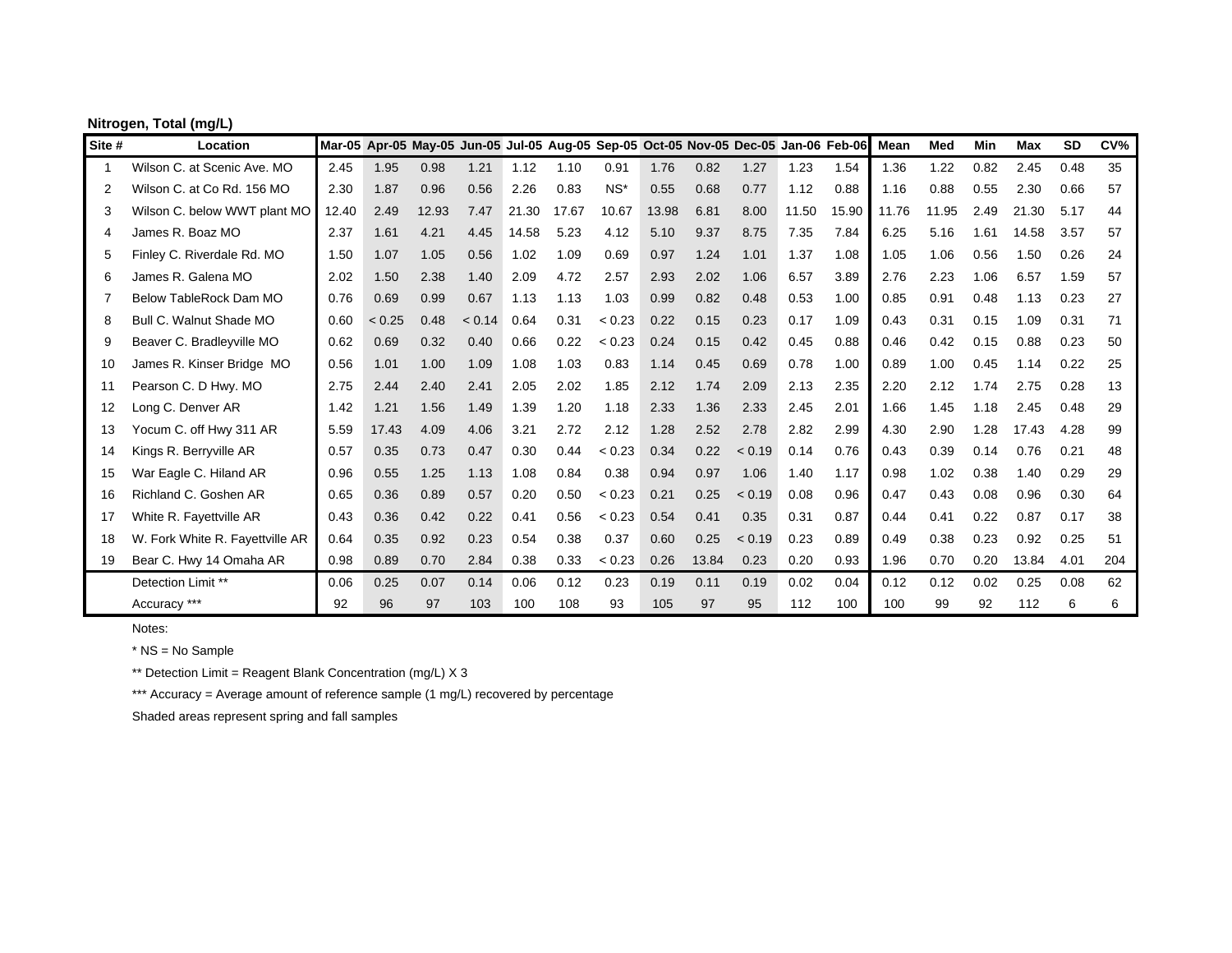**Nitrogen, Total (mg/L)**

| Site # | Location | Mar-05 | Apr-05 | May-05 | Jun-05 | Jul-05 | Aug-05 | Sep-05 | Oct-05 | Nov-05 | Dec-05 | Jan-06 | Feb-06 | Mean | Med | Min | Max | SD | CV% |
|---|---|---|---|---|---|---|---|---|---|---|---|---|---|---|---|---|---|---|---|
| 1 | Wilson C. at Scenic Ave. MO | 2.45 | 1.95 | 0.98 | 1.21 | 1.12 | 1.10 | 0.91 | 1.76 | 0.82 | 1.27 | 1.23 | 1.54 | 1.36 | 1.22 | 0.82 | 2.45 | 0.48 | 35 |
| 2 | Wilson C. at Co Rd. 156 MO | 2.30 | 1.87 | 0.96 | 0.56 | 2.26 | 0.83 | NS* | 0.55 | 0.68 | 0.77 | 1.12 | 0.88 | 1.16 | 0.88 | 0.55 | 2.30 | 0.66 | 57 |
| 3 | Wilson C. below WWT plant MO | 12.40 | 2.49 | 12.93 | 7.47 | 21.30 | 17.67 | 10.67 | 13.98 | 6.81 | 8.00 | 11.50 | 15.90 | 11.76 | 11.95 | 2.49 | 21.30 | 5.17 | 44 |
| 4 | James R. Boaz MO | 2.37 | 1.61 | 4.21 | 4.45 | 14.58 | 5.23 | 4.12 | 5.10 | 9.37 | 8.75 | 7.35 | 7.84 | 6.25 | 5.16 | 1.61 | 14.58 | 3.57 | 57 |
| 5 | Finley C. Riverdale Rd. MO | 1.50 | 1.07 | 1.05 | 0.56 | 1.02 | 1.09 | 0.69 | 0.97 | 1.24 | 1.01 | 1.37 | 1.08 | 1.05 | 1.06 | 0.56 | 1.50 | 0.26 | 24 |
| 6 | James R. Galena MO | 2.02 | 1.50 | 2.38 | 1.40 | 2.09 | 4.72 | 2.57 | 2.93 | 2.02 | 1.06 | 6.57 | 3.89 | 2.76 | 2.23 | 1.06 | 6.57 | 1.59 | 57 |
| 7 | Below TableRock Dam MO | 0.76 | 0.69 | 0.99 | 0.67 | 1.13 | 1.13 | 1.03 | 0.99 | 0.82 | 0.48 | 0.53 | 1.00 | 0.85 | 0.91 | 0.48 | 1.13 | 0.23 | 27 |
| 8 | Bull C. Walnut Shade MO | 0.60 | < 0.25 | 0.48 | < 0.14 | 0.64 | 0.31 | < 0.23 | 0.22 | 0.15 | 0.23 | 0.17 | 1.09 | 0.43 | 0.31 | 0.15 | 1.09 | 0.31 | 71 |
| 9 | Beaver C. Bradleyville MO | 0.62 | 0.69 | 0.32 | 0.40 | 0.66 | 0.22 | < 0.23 | 0.24 | 0.15 | 0.42 | 0.45 | 0.88 | 0.46 | 0.42 | 0.15 | 0.88 | 0.23 | 50 |
| 10 | James R. Kinser Bridge MO | 0.56 | 1.01 | 1.00 | 1.09 | 1.08 | 1.03 | 0.83 | 1.14 | 0.45 | 0.69 | 0.78 | 1.00 | 0.89 | 1.00 | 0.45 | 1.14 | 0.22 | 25 |
| 11 | Pearson C. D Hwy. MO | 2.75 | 2.44 | 2.40 | 2.41 | 2.05 | 2.02 | 1.85 | 2.12 | 1.74 | 2.09 | 2.13 | 2.35 | 2.20 | 2.12 | 1.74 | 2.75 | 0.28 | 13 |
| 12 | Long C. Denver AR | 1.42 | 1.21 | 1.56 | 1.49 | 1.39 | 1.20 | 1.18 | 2.33 | 1.36 | 2.33 | 2.45 | 2.01 | 1.66 | 1.45 | 1.18 | 2.45 | 0.48 | 29 |
| 13 | Yocum C. off Hwy 311 AR | 5.59 | 17.43 | 4.09 | 4.06 | 3.21 | 2.72 | 2.12 | 1.28 | 2.52 | 2.78 | 2.82 | 2.99 | 4.30 | 2.90 | 1.28 | 17.43 | 4.28 | 99 |
| 14 | Kings R. Berryville AR | 0.57 | 0.35 | 0.73 | 0.47 | 0.30 | 0.44 | < 0.23 | 0.34 | 0.22 | < 0.19 | 0.14 | 0.76 | 0.43 | 0.39 | 0.14 | 0.76 | 0.21 | 48 |
| 15 | War Eagle C. Hiland AR | 0.96 | 0.55 | 1.25 | 1.13 | 1.08 | 0.84 | 0.38 | 0.94 | 0.97 | 1.06 | 1.40 | 1.17 | 0.98 | 1.02 | 0.38 | 1.40 | 0.29 | 29 |
| 16 | Richland C. Goshen AR | 0.65 | 0.36 | 0.89 | 0.57 | 0.20 | 0.50 | < 0.23 | 0.21 | 0.25 | < 0.19 | 0.08 | 0.96 | 0.47 | 0.43 | 0.08 | 0.96 | 0.30 | 64 |
| 17 | White R. Fayettville AR | 0.43 | 0.36 | 0.42 | 0.22 | 0.41 | 0.56 | < 0.23 | 0.54 | 0.41 | 0.35 | 0.31 | 0.87 | 0.44 | 0.41 | 0.22 | 0.87 | 0.17 | 38 |
| 18 | W. Fork White R. Fayettville AR | 0.64 | 0.35 | 0.92 | 0.23 | 0.54 | 0.38 | 0.37 | 0.60 | 0.25 | < 0.19 | 0.23 | 0.89 | 0.49 | 0.38 | 0.23 | 0.92 | 0.25 | 51 |
| 19 | Bear C. Hwy 14 Omaha AR | 0.98 | 0.89 | 0.70 | 2.84 | 0.38 | 0.33 | < 0.23 | 0.26 | 13.84 | 0.23 | 0.20 | 0.93 | 1.96 | 0.70 | 0.20 | 13.84 | 4.01 | 204 |
| | Detection Limit ** | 0.06 | 0.25 | 0.07 | 0.14 | 0.06 | 0.12 | 0.23 | 0.19 | 0.11 | 0.19 | 0.02 | 0.04 | 0.12 | 0.12 | 0.02 | 0.25 | 0.08 | 62 |
| | Accuracy *** | 92 | 96 | 97 | 103 | 100 | 108 | 93 | 105 | 97 | 95 | 112 | 100 | 100 | 99 | 92 | 112 | 6 | 6 |

Notes:

* NS = No Sample

** Detection Limit = Reagent Blank Concentration (mg/L) X 3

*** Accuracy = Average amount of reference sample (1 mg/L) recovered by percentage

Shaded areas represent spring and fall samples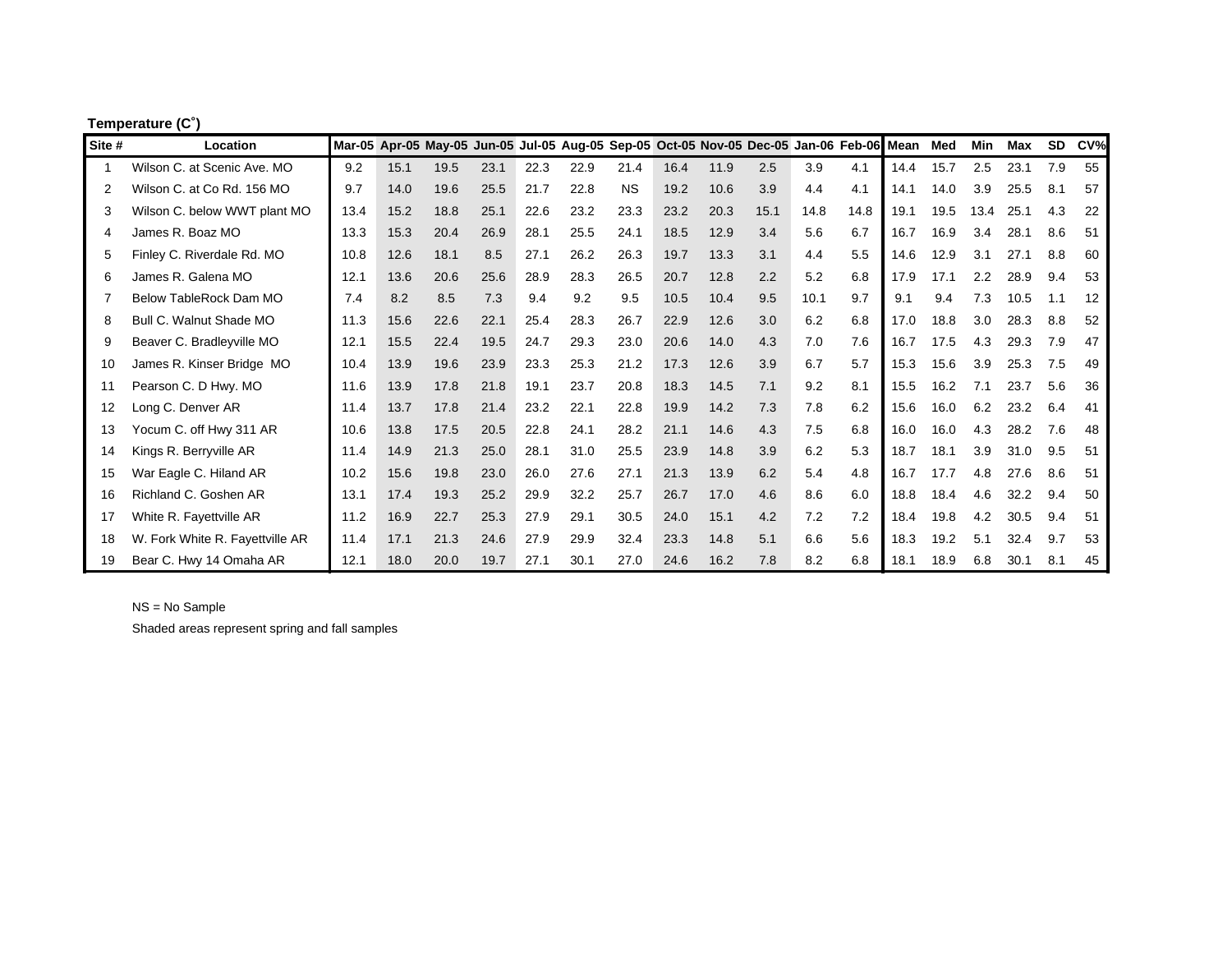**Temperature (C˚)**

| Site # | Location | Mar-05 | Apr-05 | May-05 | Jun-05 | Jul-05 | Aug-05 | Sep-05 | Oct-05 | Nov-05 | Dec-05 | Jan-06 | Feb-06 | Mean | Med | Min | Max | SD | CV% |
|---|---|---|---|---|---|---|---|---|---|---|---|---|---|---|---|---|---|---|---|
| 1 | Wilson C. at Scenic Ave. MO | 9.2 | 15.1 | 19.5 | 23.1 | 22.3 | 22.9 | 21.4 | 16.4 | 11.9 | 2.5 | 3.9 | 4.1 | 14.4 | 15.7 | 2.5 | 23.1 | 7.9 | 55 |
| 2 | Wilson C. at Co Rd. 156 MO | 9.7 | 14.0 | 19.6 | 25.5 | 21.7 | 22.8 | NS | 19.2 | 10.6 | 3.9 | 4.4 | 4.1 | 14.1 | 14.0 | 3.9 | 25.5 | 8.1 | 57 |
| 3 | Wilson C. below WWT plant MO | 13.4 | 15.2 | 18.8 | 25.1 | 22.6 | 23.2 | 23.3 | 23.2 | 20.3 | 15.1 | 14.8 | 14.8 | 19.1 | 19.5 | 13.4 | 25.1 | 4.3 | 22 |
| 4 | James R. Boaz MO | 13.3 | 15.3 | 20.4 | 26.9 | 28.1 | 25.5 | 24.1 | 18.5 | 12.9 | 3.4 | 5.6 | 6.7 | 16.7 | 16.9 | 3.4 | 28.1 | 8.6 | 51 |
| 5 | Finley C. Riverdale Rd. MO | 10.8 | 12.6 | 18.1 | 8.5 | 27.1 | 26.2 | 26.3 | 19.7 | 13.3 | 3.1 | 4.4 | 5.5 | 14.6 | 12.9 | 3.1 | 27.1 | 8.8 | 60 |
| 6 | James R. Galena MO | 12.1 | 13.6 | 20.6 | 25.6 | 28.9 | 28.3 | 26.5 | 20.7 | 12.8 | 2.2 | 5.2 | 6.8 | 17.9 | 17.1 | 2.2 | 28.9 | 9.4 | 53 |
| 7 | Below TableRock Dam MO | 7.4 | 8.2 | 8.5 | 7.3 | 9.4 | 9.2 | 9.5 | 10.5 | 10.4 | 9.5 | 10.1 | 9.7 | 9.1 | 9.4 | 7.3 | 10.5 | 1.1 | 12 |
| 8 | Bull C. Walnut Shade MO | 11.3 | 15.6 | 22.6 | 22.1 | 25.4 | 28.3 | 26.7 | 22.9 | 12.6 | 3.0 | 6.2 | 6.8 | 17.0 | 18.8 | 3.0 | 28.3 | 8.8 | 52 |
| 9 | Beaver C. Bradleyville MO | 12.1 | 15.5 | 22.4 | 19.5 | 24.7 | 29.3 | 23.0 | 20.6 | 14.0 | 4.3 | 7.0 | 7.6 | 16.7 | 17.5 | 4.3 | 29.3 | 7.9 | 47 |
| 10 | James R. Kinser Bridge MO | 10.4 | 13.9 | 19.6 | 23.9 | 23.3 | 25.3 | 21.2 | 17.3 | 12.6 | 3.9 | 6.7 | 5.7 | 15.3 | 15.6 | 3.9 | 25.3 | 7.5 | 49 |
| 11 | Pearson C. D Hwy. MO | 11.6 | 13.9 | 17.8 | 21.8 | 19.1 | 23.7 | 20.8 | 18.3 | 14.5 | 7.1 | 9.2 | 8.1 | 15.5 | 16.2 | 7.1 | 23.7 | 5.6 | 36 |
| 12 | Long C. Denver AR | 11.4 | 13.7 | 17.8 | 21.4 | 23.2 | 22.1 | 22.8 | 19.9 | 14.2 | 7.3 | 7.8 | 6.2 | 15.6 | 16.0 | 6.2 | 23.2 | 6.4 | 41 |
| 13 | Yocum C. off Hwy 311 AR | 10.6 | 13.8 | 17.5 | 20.5 | 22.8 | 24.1 | 28.2 | 21.1 | 14.6 | 4.3 | 7.5 | 6.8 | 16.0 | 16.0 | 4.3 | 28.2 | 7.6 | 48 |
| 14 | Kings R. Berryville AR | 11.4 | 14.9 | 21.3 | 25.0 | 28.1 | 31.0 | 25.5 | 23.9 | 14.8 | 3.9 | 6.2 | 5.3 | 18.7 | 18.1 | 3.9 | 31.0 | 9.5 | 51 |
| 15 | War Eagle C. Hiland AR | 10.2 | 15.6 | 19.8 | 23.0 | 26.0 | 27.6 | 27.1 | 21.3 | 13.9 | 6.2 | 5.4 | 4.8 | 16.7 | 17.7 | 4.8 | 27.6 | 8.6 | 51 |
| 16 | Richland C. Goshen AR | 13.1 | 17.4 | 19.3 | 25.2 | 29.9 | 32.2 | 25.7 | 26.7 | 17.0 | 4.6 | 8.6 | 6.0 | 18.8 | 18.4 | 4.6 | 32.2 | 9.4 | 50 |
| 17 | White R. Fayettville AR | 11.2 | 16.9 | 22.7 | 25.3 | 27.9 | 29.1 | 30.5 | 24.0 | 15.1 | 4.2 | 7.2 | 7.2 | 18.4 | 19.8 | 4.2 | 30.5 | 9.4 | 51 |
| 18 | W. Fork White R. Fayettville AR | 11.4 | 17.1 | 21.3 | 24.6 | 27.9 | 29.9 | 32.4 | 23.3 | 14.8 | 5.1 | 6.6 | 5.6 | 18.3 | 19.2 | 5.1 | 32.4 | 9.7 | 53 |
| 19 | Bear C. Hwy 14 Omaha AR | 12.1 | 18.0 | 20.0 | 19.7 | 27.1 | 30.1 | 27.0 | 24.6 | 16.2 | 7.8 | 8.2 | 6.8 | 18.1 | 18.9 | 6.8 | 30.1 | 8.1 | 45 |

NS = No Sample

Shaded areas represent spring and fall samples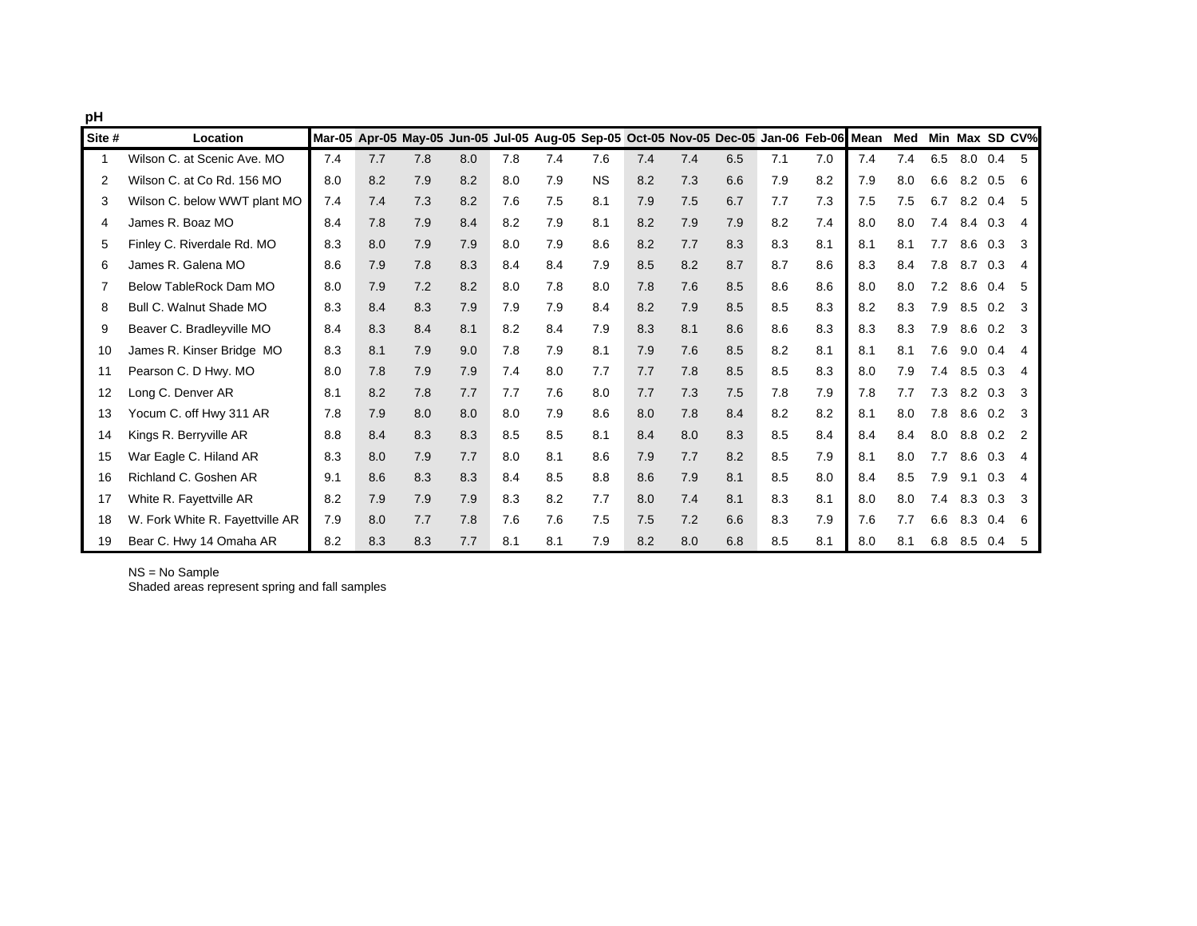**pH**

| Site # | Location | Mar-05 | Apr-05 | May-05 | Jun-05 | Jul-05 | Aug-05 | Sep-05 | Oct-05 | Nov-05 | Dec-05 | Jan-06 | Feb-06 | Mean | Med | Min | Max | SD | CV% |
|---|---|---|---|---|---|---|---|---|---|---|---|---|---|---|---|---|---|---|---|
| 1 | Wilson C. at Scenic Ave. MO | 7.4 | 7.7 | 7.8 | 8.0 | 7.8 | 7.4 | 7.6 | 7.4 | 7.4 | 6.5 | 7.1 | 7.0 | 7.4 | 7.4 | 6.5 | 8.0 | 0.4 | 5 |
| 2 | Wilson C. at Co Rd. 156 MO | 8.0 | 8.2 | 7.9 | 8.2 | 8.0 | 7.9 | NS | 8.2 | 7.3 | 6.6 | 7.9 | 8.2 | 7.9 | 8.0 | 6.6 | 8.2 | 0.5 | 6 |
| 3 | Wilson C. below WWT plant MO | 7.4 | 7.4 | 7.3 | 8.2 | 7.6 | 7.5 | 8.1 | 7.9 | 7.5 | 6.7 | 7.7 | 7.3 | 7.5 | 7.5 | 6.7 | 8.2 | 0.4 | 5 |
| 4 | James R. Boaz MO | 8.4 | 7.8 | 7.9 | 8.4 | 8.2 | 7.9 | 8.1 | 8.2 | 7.9 | 7.9 | 8.2 | 7.4 | 8.0 | 8.0 | 7.4 | 8.4 | 0.3 | 4 |
| 5 | Finley C. Riverdale Rd. MO | 8.3 | 8.0 | 7.9 | 7.9 | 8.0 | 7.9 | 8.6 | 8.2 | 7.7 | 8.3 | 8.3 | 8.1 | 8.1 | 8.1 | 7.7 | 8.6 | 0.3 | 3 |
| 6 | James R. Galena MO | 8.6 | 7.9 | 7.8 | 8.3 | 8.4 | 8.4 | 7.9 | 8.5 | 8.2 | 8.7 | 8.7 | 8.6 | 8.3 | 8.4 | 7.8 | 8.7 | 0.3 | 4 |
| 7 | Below TableRock Dam MO | 8.0 | 7.9 | 7.2 | 8.2 | 8.0 | 7.8 | 8.0 | 7.8 | 7.6 | 8.5 | 8.6 | 8.6 | 8.0 | 8.0 | 7.2 | 8.6 | 0.4 | 5 |
| 8 | Bull C. Walnut Shade MO | 8.3 | 8.4 | 8.3 | 7.9 | 7.9 | 7.9 | 8.4 | 8.2 | 7.9 | 8.5 | 8.5 | 8.3 | 8.2 | 8.3 | 7.9 | 8.5 | 0.2 | 3 |
| 9 | Beaver C. Bradleyville MO | 8.4 | 8.3 | 8.4 | 8.1 | 8.2 | 8.4 | 7.9 | 8.3 | 8.1 | 8.6 | 8.6 | 8.3 | 8.3 | 8.3 | 7.9 | 8.6 | 0.2 | 3 |
| 10 | James R. Kinser Bridge MO | 8.3 | 8.1 | 7.9 | 9.0 | 7.8 | 7.9 | 8.1 | 7.9 | 7.6 | 8.5 | 8.2 | 8.1 | 8.1 | 8.1 | 7.6 | 9.0 | 0.4 | 4 |
| 11 | Pearson C. D Hwy. MO | 8.0 | 7.8 | 7.9 | 7.9 | 7.4 | 8.0 | 7.7 | 7.7 | 7.8 | 8.5 | 8.5 | 8.3 | 8.0 | 7.9 | 7.4 | 8.5 | 0.3 | 4 |
| 12 | Long C. Denver AR | 8.1 | 8.2 | 7.8 | 7.7 | 7.7 | 7.6 | 8.0 | 7.7 | 7.3 | 7.5 | 7.8 | 7.9 | 7.8 | 7.7 | 7.3 | 8.2 | 0.3 | 3 |
| 13 | Yocum C. off Hwy 311 AR | 7.8 | 7.9 | 8.0 | 8.0 | 8.0 | 7.9 | 8.6 | 8.0 | 7.8 | 8.4 | 8.2 | 8.2 | 8.1 | 8.0 | 7.8 | 8.6 | 0.2 | 3 |
| 14 | Kings R. Berryville AR | 8.8 | 8.4 | 8.3 | 8.3 | 8.5 | 8.5 | 8.1 | 8.4 | 8.0 | 8.3 | 8.5 | 8.4 | 8.4 | 8.4 | 8.0 | 8.8 | 0.2 | 2 |
| 15 | War Eagle C. Hiland AR | 8.3 | 8.0 | 7.9 | 7.7 | 8.0 | 8.1 | 8.6 | 7.9 | 7.7 | 8.2 | 8.5 | 7.9 | 8.1 | 8.0 | 7.7 | 8.6 | 0.3 | 4 |
| 16 | Richland C. Goshen AR | 9.1 | 8.6 | 8.3 | 8.3 | 8.4 | 8.5 | 8.8 | 8.6 | 7.9 | 8.1 | 8.5 | 8.0 | 8.4 | 8.5 | 7.9 | 9.1 | 0.3 | 4 |
| 17 | White R. Fayettville AR | 8.2 | 7.9 | 7.9 | 7.9 | 8.3 | 8.2 | 7.7 | 8.0 | 7.4 | 8.1 | 8.3 | 8.1 | 8.0 | 8.0 | 7.4 | 8.3 | 0.3 | 3 |
| 18 | W. Fork White R. Fayettville AR | 7.9 | 8.0 | 7.7 | 7.8 | 7.6 | 7.6 | 7.5 | 7.5 | 7.2 | 6.6 | 8.3 | 7.9 | 7.6 | 7.7 | 6.6 | 8.3 | 0.4 | 6 |
| 19 | Bear C. Hwy 14 Omaha AR | 8.2 | 8.3 | 8.3 | 7.7 | 8.1 | 8.1 | 7.9 | 8.2 | 8.0 | 6.8 | 8.5 | 8.1 | 8.0 | 8.1 | 6.8 | 8.5 | 0.4 | 5 |

NS = No Sample
Shaded areas represent spring and fall samples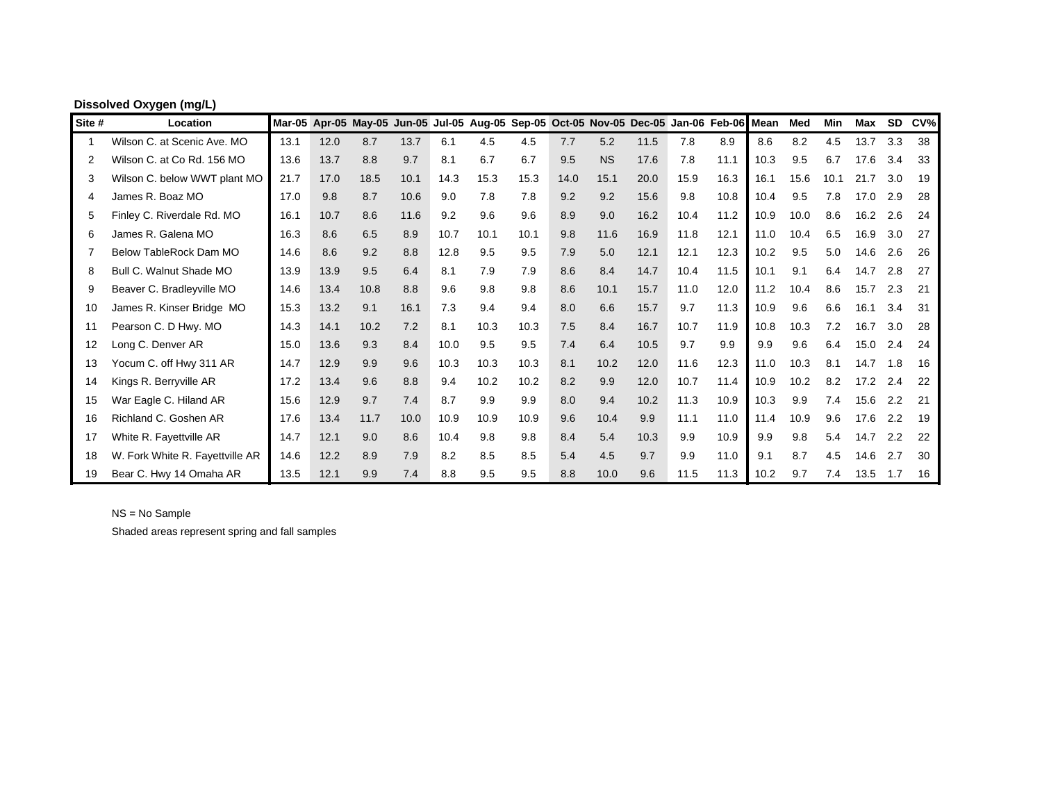**Dissolved Oxygen (mg/L)**

| Site # | Location | Mar-05 | Apr-05 | May-05 | Jun-05 | Jul-05 | Aug-05 | Sep-05 | Oct-05 | Nov-05 | Dec-05 | Jan-06 | Feb-06 | Mean | Med | Min | Max | SD | CV% |
|---|---|---|---|---|---|---|---|---|---|---|---|---|---|---|---|---|---|---|---|
| 1 | Wilson C. at Scenic Ave. MO | 13.1 | 12.0 | 8.7 | 13.7 | 6.1 | 4.5 | 4.5 | 7.7 | 5.2 | 11.5 | 7.8 | 8.9 | 8.6 | 8.2 | 4.5 | 13.7 | 3.3 | 38 |
| 2 | Wilson C. at Co Rd. 156 MO | 13.6 | 13.7 | 8.8 | 9.7 | 8.1 | 6.7 | 6.7 | 9.5 | NS | 17.6 | 7.8 | 11.1 | 10.3 | 9.5 | 6.7 | 17.6 | 3.4 | 33 |
| 3 | Wilson C. below WWT plant MO | 21.7 | 17.0 | 18.5 | 10.1 | 14.3 | 15.3 | 15.3 | 14.0 | 15.1 | 20.0 | 15.9 | 16.3 | 16.1 | 15.6 | 10.1 | 21.7 | 3.0 | 19 |
| 4 | James R. Boaz MO | 17.0 | 9.8 | 8.7 | 10.6 | 9.0 | 7.8 | 7.8 | 9.2 | 9.2 | 15.6 | 9.8 | 10.8 | 10.4 | 9.5 | 7.8 | 17.0 | 2.9 | 28 |
| 5 | Finley C. Riverdale Rd. MO | 16.1 | 10.7 | 8.6 | 11.6 | 9.2 | 9.6 | 9.6 | 8.9 | 9.0 | 16.2 | 10.4 | 11.2 | 10.9 | 10.0 | 8.6 | 16.2 | 2.6 | 24 |
| 6 | James R. Galena MO | 16.3 | 8.6 | 6.5 | 8.9 | 10.7 | 10.1 | 10.1 | 9.8 | 11.6 | 16.9 | 11.8 | 12.1 | 11.0 | 10.4 | 6.5 | 16.9 | 3.0 | 27 |
| 7 | Below TableRock Dam MO | 14.6 | 8.6 | 9.2 | 8.8 | 12.8 | 9.5 | 9.5 | 7.9 | 5.0 | 12.1 | 12.1 | 12.3 | 10.2 | 9.5 | 5.0 | 14.6 | 2.6 | 26 |
| 8 | Bull C. Walnut Shade MO | 13.9 | 13.9 | 9.5 | 6.4 | 8.1 | 7.9 | 7.9 | 8.6 | 8.4 | 14.7 | 10.4 | 11.5 | 10.1 | 9.1 | 6.4 | 14.7 | 2.8 | 27 |
| 9 | Beaver C. Bradleyville MO | 14.6 | 13.4 | 10.8 | 8.8 | 9.6 | 9.8 | 9.8 | 8.6 | 10.1 | 15.7 | 11.0 | 12.0 | 11.2 | 10.4 | 8.6 | 15.7 | 2.3 | 21 |
| 10 | James R. Kinser Bridge MO | 15.3 | 13.2 | 9.1 | 16.1 | 7.3 | 9.4 | 9.4 | 8.0 | 6.6 | 15.7 | 9.7 | 11.3 | 10.9 | 9.6 | 6.6 | 16.1 | 3.4 | 31 |
| 11 | Pearson C. D Hwy. MO | 14.3 | 14.1 | 10.2 | 7.2 | 8.1 | 10.3 | 10.3 | 7.5 | 8.4 | 16.7 | 10.7 | 11.9 | 10.8 | 10.3 | 7.2 | 16.7 | 3.0 | 28 |
| 12 | Long C. Denver AR | 15.0 | 13.6 | 9.3 | 8.4 | 10.0 | 9.5 | 9.5 | 7.4 | 6.4 | 10.5 | 9.7 | 9.9 | 9.9 | 9.6 | 6.4 | 15.0 | 2.4 | 24 |
| 13 | Yocum C. off Hwy 311 AR | 14.7 | 12.9 | 9.9 | 9.6 | 10.3 | 10.3 | 10.3 | 8.1 | 10.2 | 12.0 | 11.6 | 12.3 | 11.0 | 10.3 | 8.1 | 14.7 | 1.8 | 16 |
| 14 | Kings R. Berryville AR | 17.2 | 13.4 | 9.6 | 8.8 | 9.4 | 10.2 | 10.2 | 8.2 | 9.9 | 12.0 | 10.7 | 11.4 | 10.9 | 10.2 | 8.2 | 17.2 | 2.4 | 22 |
| 15 | War Eagle C. Hiland AR | 15.6 | 12.9 | 9.7 | 7.4 | 8.7 | 9.9 | 9.9 | 8.0 | 9.4 | 10.2 | 11.3 | 10.9 | 10.3 | 9.9 | 7.4 | 15.6 | 2.2 | 21 |
| 16 | Richland C. Goshen AR | 17.6 | 13.4 | 11.7 | 10.0 | 10.9 | 10.9 | 10.9 | 9.6 | 10.4 | 9.9 | 11.1 | 11.0 | 11.4 | 10.9 | 9.6 | 17.6 | 2.2 | 19 |
| 17 | White R. Fayettville AR | 14.7 | 12.1 | 9.0 | 8.6 | 10.4 | 9.8 | 9.8 | 8.4 | 5.4 | 10.3 | 9.9 | 10.9 | 9.9 | 9.8 | 5.4 | 14.7 | 2.2 | 22 |
| 18 | W. Fork White R. Fayettville AR | 14.6 | 12.2 | 8.9 | 7.9 | 8.2 | 8.5 | 8.5 | 5.4 | 4.5 | 9.7 | 9.9 | 11.0 | 9.1 | 8.7 | 4.5 | 14.6 | 2.7 | 30 |
| 19 | Bear C. Hwy 14 Omaha AR | 13.5 | 12.1 | 9.9 | 7.4 | 8.8 | 9.5 | 9.5 | 8.8 | 10.0 | 9.6 | 11.5 | 11.3 | 10.2 | 9.7 | 7.4 | 13.5 | 1.7 | 16 |

NS = No Sample

Shaded areas represent spring and fall samples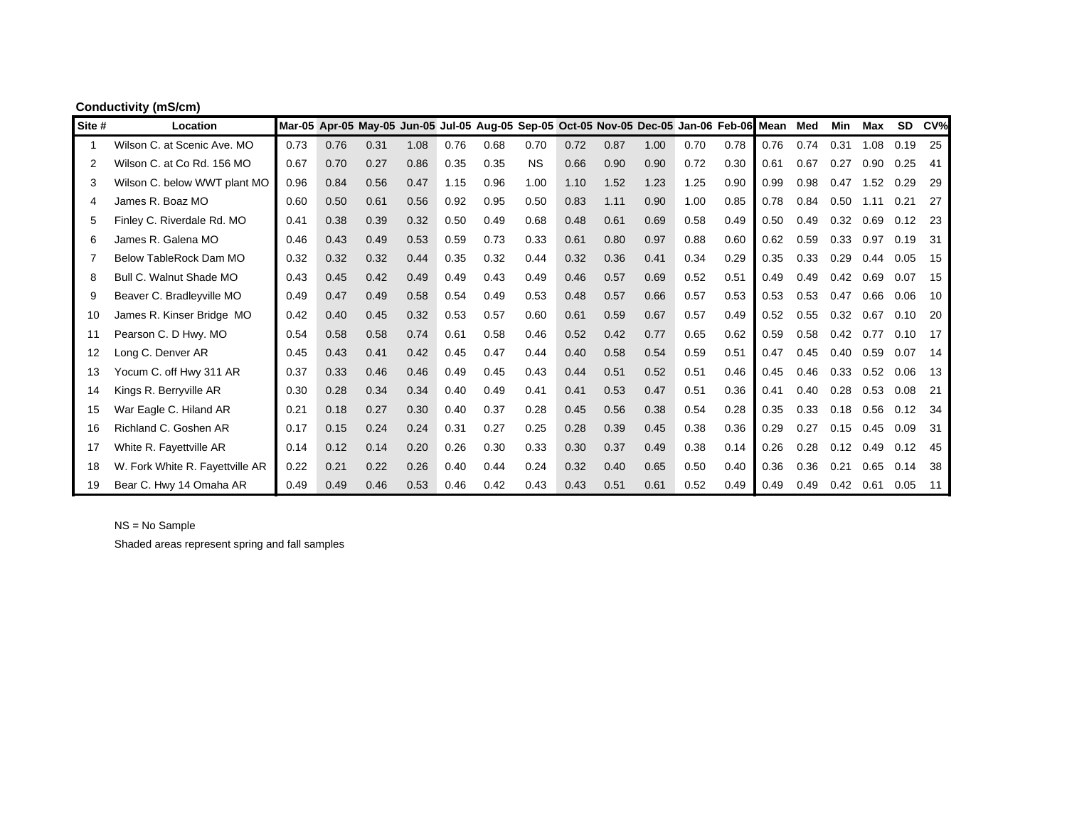**Conductivity (mS/cm)**

| Site # | Location | Mar-05 | Apr-05 | May-05 | Jun-05 | Jul-05 | Aug-05 | Sep-05 | Oct-05 | Nov-05 | Dec-05 | Jan-06 | Feb-06 | Mean | Med | Min | Max | SD | CV% |
|---|---|---|---|---|---|---|---|---|---|---|---|---|---|---|---|---|---|---|---|
| 1 | Wilson C. at Scenic Ave. MO | 0.73 | 0.76 | 0.31 | 1.08 | 0.76 | 0.68 | 0.70 | 0.72 | 0.87 | 1.00 | 0.70 | 0.78 | 0.76 | 0.74 | 0.31 | 1.08 | 0.19 | 25 |
| 2 | Wilson C. at Co Rd. 156 MO | 0.67 | 0.70 | 0.27 | 0.86 | 0.35 | 0.35 | NS | 0.66 | 0.90 | 0.90 | 0.72 | 0.30 | 0.61 | 0.67 | 0.27 | 0.90 | 0.25 | 41 |
| 3 | Wilson C. below WWT plant MO | 0.96 | 0.84 | 0.56 | 0.47 | 1.15 | 0.96 | 1.00 | 1.10 | 1.52 | 1.23 | 1.25 | 0.90 | 0.99 | 0.98 | 0.47 | 1.52 | 0.29 | 29 |
| 4 | James R. Boaz MO | 0.60 | 0.50 | 0.61 | 0.56 | 0.92 | 0.95 | 0.50 | 0.83 | 1.11 | 0.90 | 1.00 | 0.85 | 0.78 | 0.84 | 0.50 | 1.11 | 0.21 | 27 |
| 5 | Finley C. Riverdale Rd. MO | 0.41 | 0.38 | 0.39 | 0.32 | 0.50 | 0.49 | 0.68 | 0.48 | 0.61 | 0.69 | 0.58 | 0.49 | 0.50 | 0.49 | 0.32 | 0.69 | 0.12 | 23 |
| 6 | James R. Galena MO | 0.46 | 0.43 | 0.49 | 0.53 | 0.59 | 0.73 | 0.33 | 0.61 | 0.80 | 0.97 | 0.88 | 0.60 | 0.62 | 0.59 | 0.33 | 0.97 | 0.19 | 31 |
| 7 | Below TableRock Dam MO | 0.32 | 0.32 | 0.32 | 0.44 | 0.35 | 0.32 | 0.44 | 0.32 | 0.36 | 0.41 | 0.34 | 0.29 | 0.35 | 0.33 | 0.29 | 0.44 | 0.05 | 15 |
| 8 | Bull C. Walnut Shade MO | 0.43 | 0.45 | 0.42 | 0.49 | 0.49 | 0.43 | 0.49 | 0.46 | 0.57 | 0.69 | 0.52 | 0.51 | 0.49 | 0.49 | 0.42 | 0.69 | 0.07 | 15 |
| 9 | Beaver C. Bradleyville MO | 0.49 | 0.47 | 0.49 | 0.58 | 0.54 | 0.49 | 0.53 | 0.48 | 0.57 | 0.66 | 0.57 | 0.53 | 0.53 | 0.53 | 0.47 | 0.66 | 0.06 | 10 |
| 10 | James R. Kinser Bridge MO | 0.42 | 0.40 | 0.45 | 0.32 | 0.53 | 0.57 | 0.60 | 0.61 | 0.59 | 0.67 | 0.57 | 0.49 | 0.52 | 0.55 | 0.32 | 0.67 | 0.10 | 20 |
| 11 | Pearson C. D Hwy. MO | 0.54 | 0.58 | 0.58 | 0.74 | 0.61 | 0.58 | 0.46 | 0.52 | 0.42 | 0.77 | 0.65 | 0.62 | 0.59 | 0.58 | 0.42 | 0.77 | 0.10 | 17 |
| 12 | Long C. Denver AR | 0.45 | 0.43 | 0.41 | 0.42 | 0.45 | 0.47 | 0.44 | 0.40 | 0.58 | 0.54 | 0.59 | 0.51 | 0.47 | 0.45 | 0.40 | 0.59 | 0.07 | 14 |
| 13 | Yocum C. off Hwy 311 AR | 0.37 | 0.33 | 0.46 | 0.46 | 0.49 | 0.45 | 0.43 | 0.44 | 0.51 | 0.52 | 0.51 | 0.46 | 0.45 | 0.46 | 0.33 | 0.52 | 0.06 | 13 |
| 14 | Kings R. Berryville AR | 0.30 | 0.28 | 0.34 | 0.34 | 0.40 | 0.49 | 0.41 | 0.41 | 0.53 | 0.47 | 0.51 | 0.36 | 0.41 | 0.40 | 0.28 | 0.53 | 0.08 | 21 |
| 15 | War Eagle C. Hiland AR | 0.21 | 0.18 | 0.27 | 0.30 | 0.40 | 0.37 | 0.28 | 0.45 | 0.56 | 0.38 | 0.54 | 0.28 | 0.35 | 0.33 | 0.18 | 0.56 | 0.12 | 34 |
| 16 | Richland C. Goshen AR | 0.17 | 0.15 | 0.24 | 0.24 | 0.31 | 0.27 | 0.25 | 0.28 | 0.39 | 0.45 | 0.38 | 0.36 | 0.29 | 0.27 | 0.15 | 0.45 | 0.09 | 31 |
| 17 | White R. Fayettville AR | 0.14 | 0.12 | 0.14 | 0.20 | 0.26 | 0.30 | 0.33 | 0.30 | 0.37 | 0.49 | 0.38 | 0.14 | 0.26 | 0.28 | 0.12 | 0.49 | 0.12 | 45 |
| 18 | W. Fork White R. Fayettville AR | 0.22 | 0.21 | 0.22 | 0.26 | 0.40 | 0.44 | 0.24 | 0.32 | 0.40 | 0.65 | 0.50 | 0.40 | 0.36 | 0.36 | 0.21 | 0.65 | 0.14 | 38 |
| 19 | Bear C. Hwy 14 Omaha AR | 0.49 | 0.49 | 0.46 | 0.53 | 0.46 | 0.42 | 0.43 | 0.43 | 0.51 | 0.61 | 0.52 | 0.49 | 0.49 | 0.49 | 0.42 | 0.61 | 0.05 | 11 |

NS = No Sample

Shaded areas represent spring and fall samples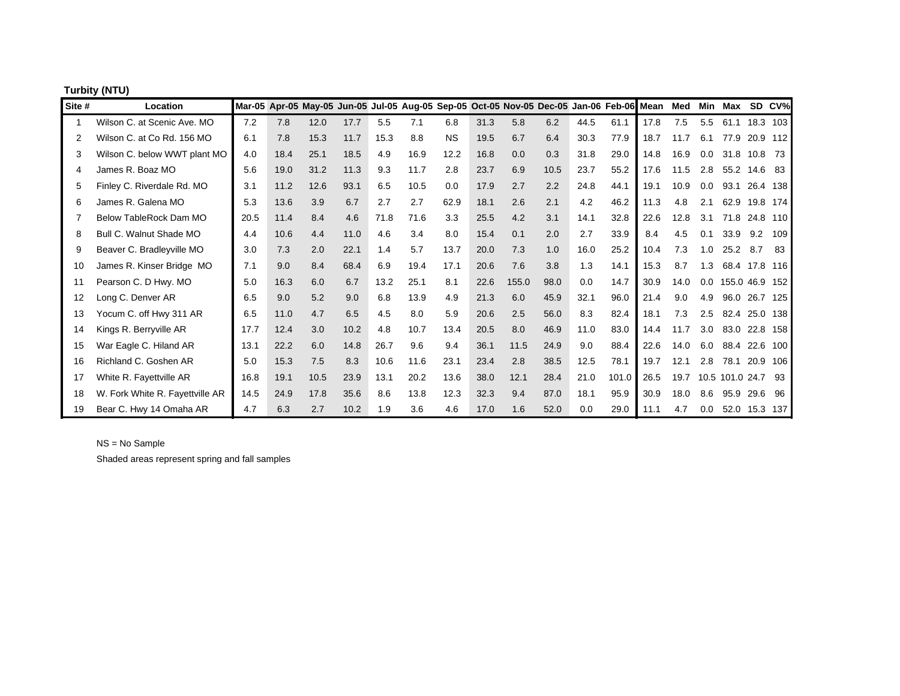**Turbity (NTU)**

| Site # | Location | Mar-05 | Apr-05 | May-05 | Jun-05 | Jul-05 | Aug-05 | Sep-05 | Oct-05 | Nov-05 | Dec-05 | Jan-06 | Feb-06 | Mean | Med | Min | Max | SD | CV% |
|---|---|---|---|---|---|---|---|---|---|---|---|---|---|---|---|---|---|---|---|
| 1 | Wilson C. at Scenic Ave. MO | 7.2 | 7.8 | 12.0 | 17.7 | 5.5 | 7.1 | 6.8 | 31.3 | 5.8 | 6.2 | 44.5 | 61.1 | 17.8 | 7.5 | 5.5 | 61.1 | 18.3 | 103 |
| 2 | Wilson C. at Co Rd. 156 MO | 6.1 | 7.8 | 15.3 | 11.7 | 15.3 | 8.8 | NS | 19.5 | 6.7 | 6.4 | 30.3 | 77.9 | 18.7 | 11.7 | 6.1 | 77.9 | 20.9 | 112 |
| 3 | Wilson C. below WWT plant MO | 4.0 | 18.4 | 25.1 | 18.5 | 4.9 | 16.9 | 12.2 | 16.8 | 0.0 | 0.3 | 31.8 | 29.0 | 14.8 | 16.9 | 0.0 | 31.8 | 10.8 | 73 |
| 4 | James R. Boaz MO | 5.6 | 19.0 | 31.2 | 11.3 | 9.3 | 11.7 | 2.8 | 23.7 | 6.9 | 10.5 | 23.7 | 55.2 | 17.6 | 11.5 | 2.8 | 55.2 | 14.6 | 83 |
| 5 | Finley C. Riverdale Rd. MO | 3.1 | 11.2 | 12.6 | 93.1 | 6.5 | 10.5 | 0.0 | 17.9 | 2.7 | 2.2 | 24.8 | 44.1 | 19.1 | 10.9 | 0.0 | 93.1 | 26.4 | 138 |
| 6 | James R. Galena MO | 5.3 | 13.6 | 3.9 | 6.7 | 2.7 | 2.7 | 62.9 | 18.1 | 2.6 | 2.1 | 4.2 | 46.2 | 11.3 | 4.8 | 2.1 | 62.9 | 19.8 | 174 |
| 7 | Below TableRock Dam MO | 20.5 | 11.4 | 8.4 | 4.6 | 71.8 | 71.6 | 3.3 | 25.5 | 4.2 | 3.1 | 14.1 | 32.8 | 22.6 | 12.8 | 3.1 | 71.8 | 24.8 | 110 |
| 8 | Bull C. Walnut Shade MO | 4.4 | 10.6 | 4.4 | 11.0 | 4.6 | 3.4 | 8.0 | 15.4 | 0.1 | 2.0 | 2.7 | 33.9 | 8.4 | 4.5 | 0.1 | 33.9 | 9.2 | 109 |
| 9 | Beaver C. Bradleyville MO | 3.0 | 7.3 | 2.0 | 22.1 | 1.4 | 5.7 | 13.7 | 20.0 | 7.3 | 1.0 | 16.0 | 25.2 | 10.4 | 7.3 | 1.0 | 25.2 | 8.7 | 83 |
| 10 | James R. Kinser Bridge MO | 7.1 | 9.0 | 8.4 | 68.4 | 6.9 | 19.4 | 17.1 | 20.6 | 7.6 | 3.8 | 1.3 | 14.1 | 15.3 | 8.7 | 1.3 | 68.4 | 17.8 | 116 |
| 11 | Pearson C. D Hwy. MO | 5.0 | 16.3 | 6.0 | 6.7 | 13.2 | 25.1 | 8.1 | 22.6 | 155.0 | 98.0 | 0.0 | 14.7 | 30.9 | 14.0 | 0.0 | 155.0 | 46.9 | 152 |
| 12 | Long C. Denver AR | 6.5 | 9.0 | 5.2 | 9.0 | 6.8 | 13.9 | 4.9 | 21.3 | 6.0 | 45.9 | 32.1 | 96.0 | 21.4 | 9.0 | 4.9 | 96.0 | 26.7 | 125 |
| 13 | Yocum C. off Hwy 311 AR | 6.5 | 11.0 | 4.7 | 6.5 | 4.5 | 8.0 | 5.9 | 20.6 | 2.5 | 56.0 | 8.3 | 82.4 | 18.1 | 7.3 | 2.5 | 82.4 | 25.0 | 138 |
| 14 | Kings R. Berryville AR | 17.7 | 12.4 | 3.0 | 10.2 | 4.8 | 10.7 | 13.4 | 20.5 | 8.0 | 46.9 | 11.0 | 83.0 | 14.4 | 11.7 | 3.0 | 83.0 | 22.8 | 158 |
| 15 | War Eagle C. Hiland AR | 13.1 | 22.2 | 6.0 | 14.8 | 26.7 | 9.6 | 9.4 | 36.1 | 11.5 | 24.9 | 9.0 | 88.4 | 22.6 | 14.0 | 6.0 | 88.4 | 22.6 | 100 |
| 16 | Richland C. Goshen AR | 5.0 | 15.3 | 7.5 | 8.3 | 10.6 | 11.6 | 23.1 | 23.4 | 2.8 | 38.5 | 12.5 | 78.1 | 19.7 | 12.1 | 2.8 | 78.1 | 20.9 | 106 |
| 17 | White R. Fayettville AR | 16.8 | 19.1 | 10.5 | 23.9 | 13.1 | 20.2 | 13.6 | 38.0 | 12.1 | 28.4 | 21.0 | 101.0 | 26.5 | 19.7 | 10.5 | 101.0 | 24.7 | 93 |
| 18 | W. Fork White R. Fayettville AR | 14.5 | 24.9 | 17.8 | 35.6 | 8.6 | 13.8 | 12.3 | 32.3 | 9.4 | 87.0 | 18.1 | 95.9 | 30.9 | 18.0 | 8.6 | 95.9 | 29.6 | 96 |
| 19 | Bear C. Hwy 14 Omaha AR | 4.7 | 6.3 | 2.7 | 10.2 | 1.9 | 3.6 | 4.6 | 17.0 | 1.6 | 52.0 | 0.0 | 29.0 | 11.1 | 4.7 | 0.0 | 52.0 | 15.3 | 137 |

NS = No Sample

Shaded areas represent spring and fall samples